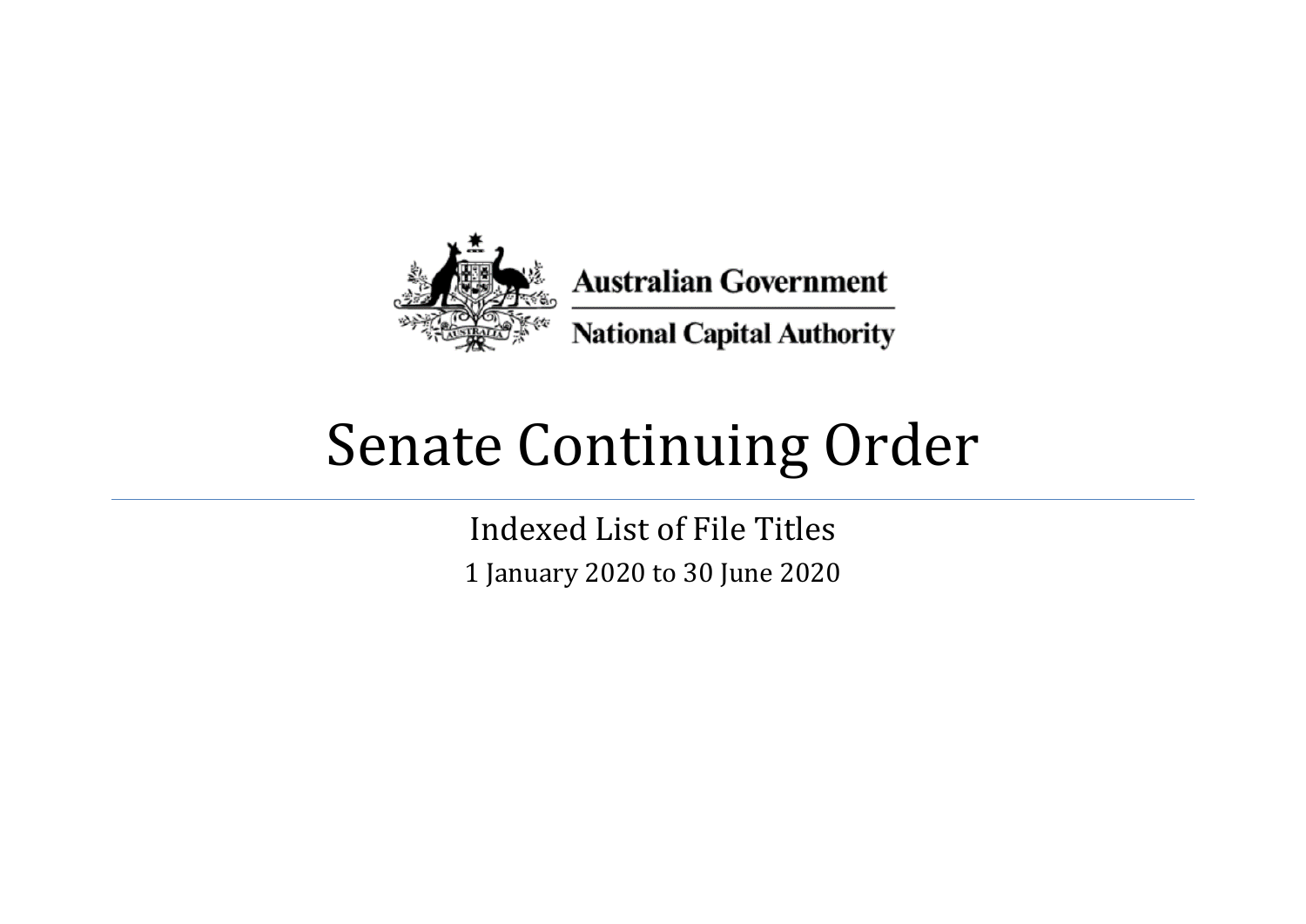Australian Government

National Capital Authority

# Senate Continuing Order

Indexed List of File Titles

1 January 2020 to 30 June 2020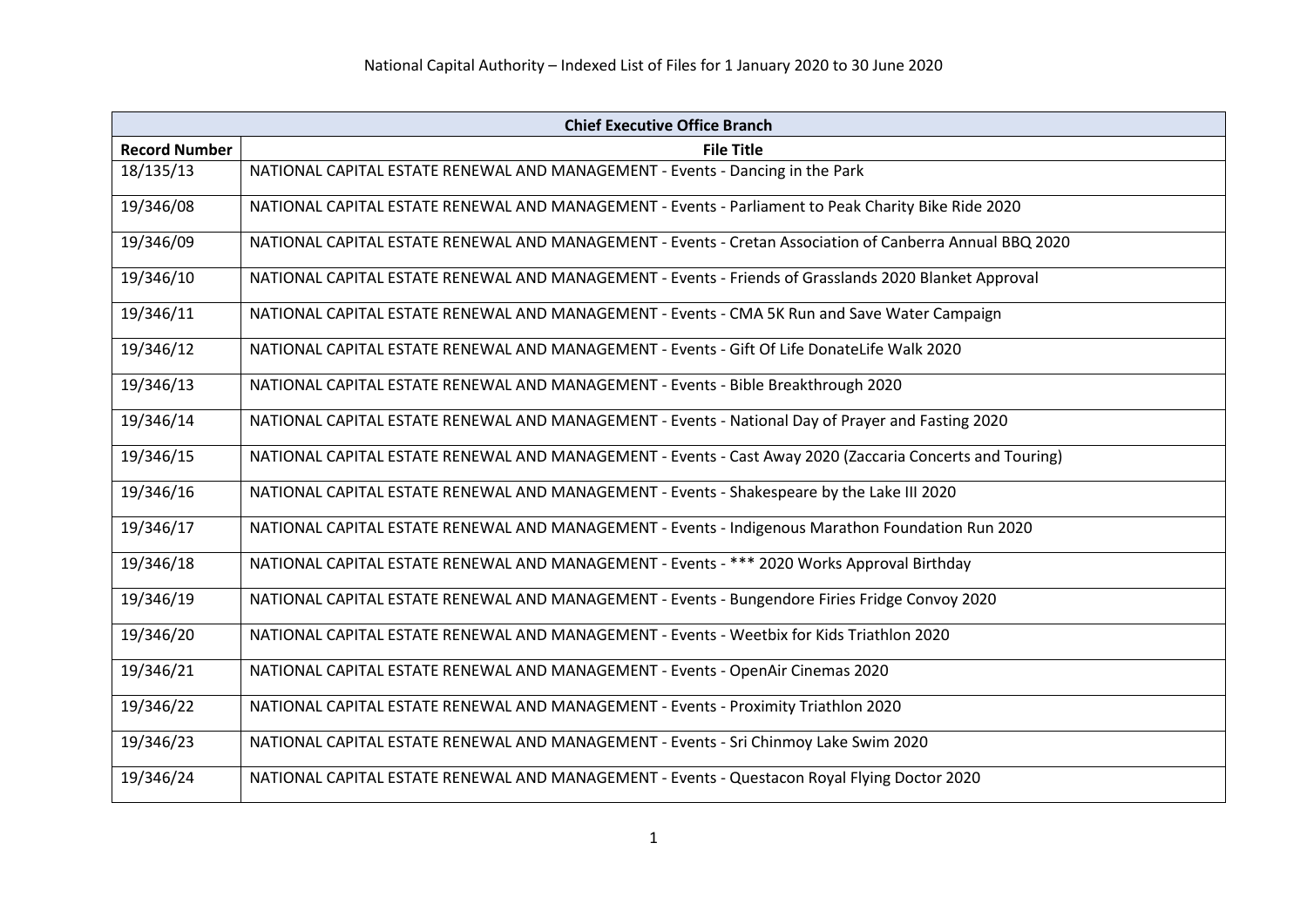# National Capital Authority – Indexed List of Files for 1 January 2020 to 30 June 2020

| Chief Executive Office Branch | |
|---|---|
| **Record Number** | **File Title** |
| 18/135/13 | NATIONAL CAPITAL ESTATE RENEWAL AND MANAGEMENT - Events - Dancing in the Park |
| 19/346/08 | NATIONAL CAPITAL ESTATE RENEWAL AND MANAGEMENT - Events - Parliament to Peak Charity Bike Ride 2020 |
| 19/346/09 | NATIONAL CAPITAL ESTATE RENEWAL AND MANAGEMENT - Events - Cretan Association of Canberra Annual BBQ 2020 |
| 19/346/10 | NATIONAL CAPITAL ESTATE RENEWAL AND MANAGEMENT - Events - Friends of Grasslands 2020 Blanket Approval |
| 19/346/11 | NATIONAL CAPITAL ESTATE RENEWAL AND MANAGEMENT - Events - CMA 5K Run and Save Water Campaign |
| 19/346/12 | NATIONAL CAPITAL ESTATE RENEWAL AND MANAGEMENT - Events - Gift Of Life DonateLife Walk 2020 |
| 19/346/13 | NATIONAL CAPITAL ESTATE RENEWAL AND MANAGEMENT - Events - Bible Breakthrough 2020 |
| 19/346/14 | NATIONAL CAPITAL ESTATE RENEWAL AND MANAGEMENT - Events - National Day of Prayer and Fasting 2020 |
| 19/346/15 | NATIONAL CAPITAL ESTATE RENEWAL AND MANAGEMENT - Events - Cast Away 2020 (Zaccaria Concerts and Touring) |
| 19/346/16 | NATIONAL CAPITAL ESTATE RENEWAL AND MANAGEMENT - Events - Shakespeare by the Lake III 2020 |
| 19/346/17 | NATIONAL CAPITAL ESTATE RENEWAL AND MANAGEMENT - Events - Indigenous Marathon Foundation Run 2020 |
| 19/346/18 | NATIONAL CAPITAL ESTATE RENEWAL AND MANAGEMENT - Events - *** 2020 Works Approval Birthday |
| 19/346/19 | NATIONAL CAPITAL ESTATE RENEWAL AND MANAGEMENT - Events - Bungendore Firies Fridge Convoy 2020 |
| 19/346/20 | NATIONAL CAPITAL ESTATE RENEWAL AND MANAGEMENT - Events - Weetbix for Kids Triathlon 2020 |
| 19/346/21 | NATIONAL CAPITAL ESTATE RENEWAL AND MANAGEMENT - Events - OpenAir Cinemas 2020 |
| 19/346/22 | NATIONAL CAPITAL ESTATE RENEWAL AND MANAGEMENT - Events - Proximity Triathlon 2020 |
| 19/346/23 | NATIONAL CAPITAL ESTATE RENEWAL AND MANAGEMENT - Events - Sri Chinmoy Lake Swim 2020 |
| 19/346/24 | NATIONAL CAPITAL ESTATE RENEWAL AND MANAGEMENT - Events - Questacon Royal Flying Doctor 2020 |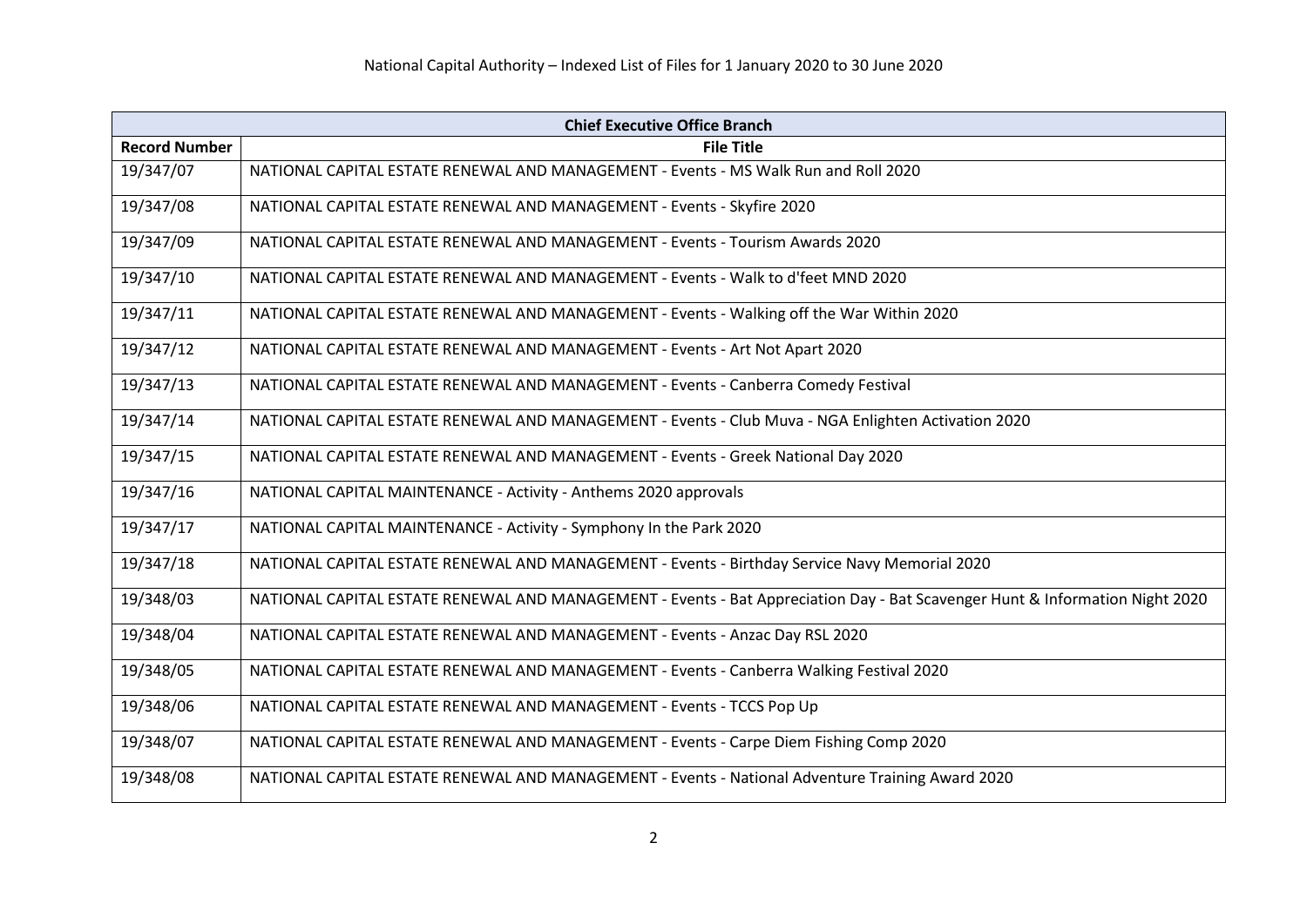National Capital Authority – Indexed List of Files for 1 January 2020 to 30 June 2020

| Chief Executive Office Branch | |
|---|---|
| **Record Number** | **File Title** |
| 19/347/07 | NATIONAL CAPITAL ESTATE RENEWAL AND MANAGEMENT - Events - MS Walk Run and Roll 2020 |
| 19/347/08 | NATIONAL CAPITAL ESTATE RENEWAL AND MANAGEMENT - Events - Skyfire 2020 |
| 19/347/09 | NATIONAL CAPITAL ESTATE RENEWAL AND MANAGEMENT - Events - Tourism Awards 2020 |
| 19/347/10 | NATIONAL CAPITAL ESTATE RENEWAL AND MANAGEMENT - Events - Walk to d'feet MND 2020 |
| 19/347/11 | NATIONAL CAPITAL ESTATE RENEWAL AND MANAGEMENT - Events - Walking off the War Within 2020 |
| 19/347/12 | NATIONAL CAPITAL ESTATE RENEWAL AND MANAGEMENT - Events - Art Not Apart 2020 |
| 19/347/13 | NATIONAL CAPITAL ESTATE RENEWAL AND MANAGEMENT - Events - Canberra Comedy Festival |
| 19/347/14 | NATIONAL CAPITAL ESTATE RENEWAL AND MANAGEMENT - Events - Club Muva - NGA Enlighten Activation 2020 |
| 19/347/15 | NATIONAL CAPITAL ESTATE RENEWAL AND MANAGEMENT - Events - Greek National Day 2020 |
| 19/347/16 | NATIONAL CAPITAL MAINTENANCE - Activity - Anthems 2020 approvals |
| 19/347/17 | NATIONAL CAPITAL MAINTENANCE - Activity - Symphony In the Park 2020 |
| 19/347/18 | NATIONAL CAPITAL ESTATE RENEWAL AND MANAGEMENT - Events - Birthday Service Navy Memorial 2020 |
| 19/348/03 | NATIONAL CAPITAL ESTATE RENEWAL AND MANAGEMENT - Events - Bat Appreciation Day - Bat Scavenger Hunt & Information Night 2020 |
| 19/348/04 | NATIONAL CAPITAL ESTATE RENEWAL AND MANAGEMENT - Events - Anzac Day RSL 2020 |
| 19/348/05 | NATIONAL CAPITAL ESTATE RENEWAL AND MANAGEMENT - Events - Canberra Walking Festival 2020 |
| 19/348/06 | NATIONAL CAPITAL ESTATE RENEWAL AND MANAGEMENT - Events - TCCS Pop Up |
| 19/348/07 | NATIONAL CAPITAL ESTATE RENEWAL AND MANAGEMENT - Events - Carpe Diem Fishing Comp 2020 |
| 19/348/08 | NATIONAL CAPITAL ESTATE RENEWAL AND MANAGEMENT - Events - National Adventure Training Award 2020 |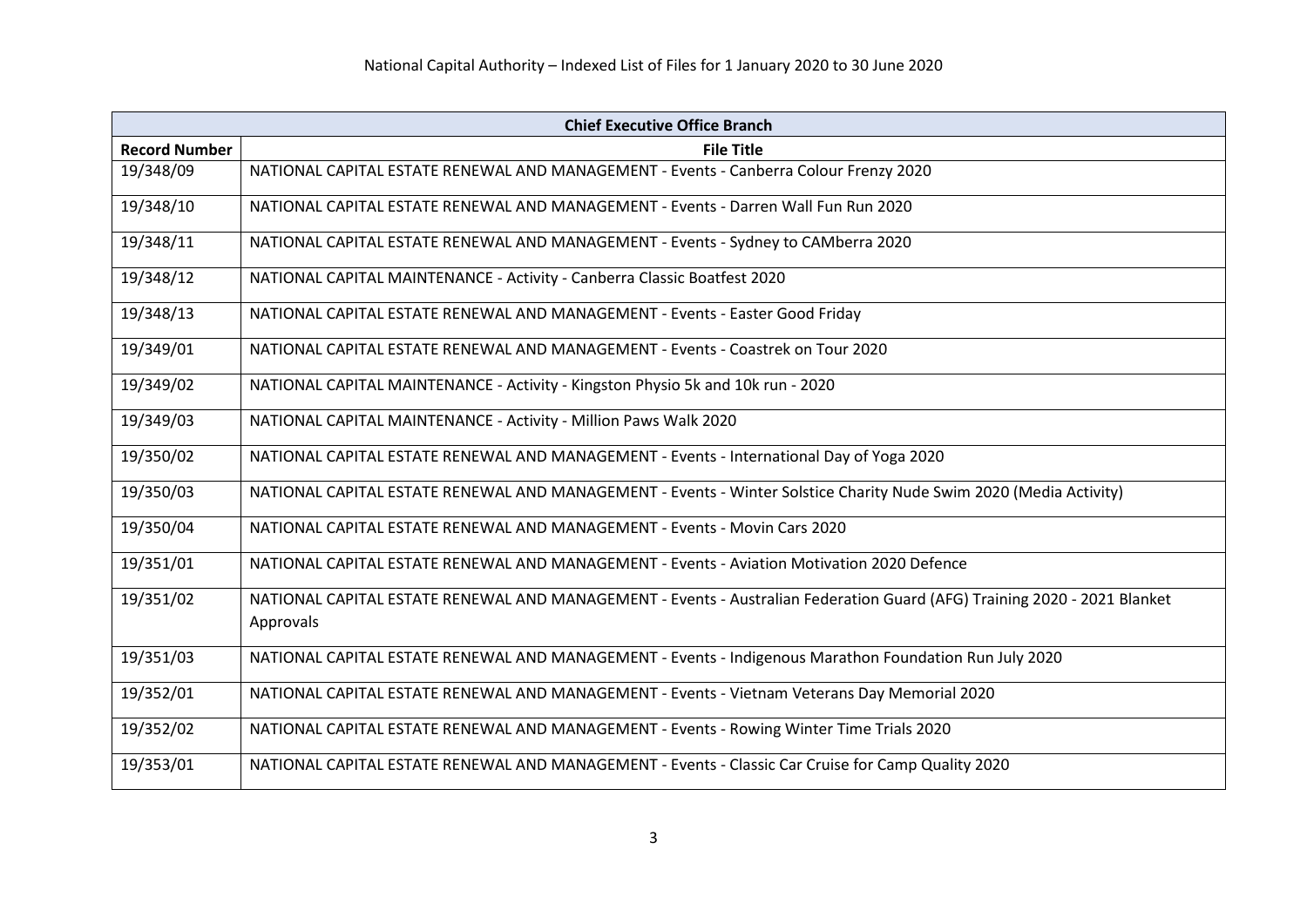National Capital Authority – Indexed List of Files for 1 January 2020 to 30 June 2020

| Chief Executive Office Branch | |
|---|---|
| **Record Number** | **File Title** |
| 19/348/09 | NATIONAL CAPITAL ESTATE RENEWAL AND MANAGEMENT - Events - Canberra Colour Frenzy 2020 |
| 19/348/10 | NATIONAL CAPITAL ESTATE RENEWAL AND MANAGEMENT - Events - Darren Wall Fun Run 2020 |
| 19/348/11 | NATIONAL CAPITAL ESTATE RENEWAL AND MANAGEMENT - Events - Sydney to CAMberra 2020 |
| 19/348/12 | NATIONAL CAPITAL MAINTENANCE - Activity - Canberra Classic Boatfest 2020 |
| 19/348/13 | NATIONAL CAPITAL ESTATE RENEWAL AND MANAGEMENT - Events - Easter Good Friday |
| 19/349/01 | NATIONAL CAPITAL ESTATE RENEWAL AND MANAGEMENT - Events - Coastrek on Tour 2020 |
| 19/349/02 | NATIONAL CAPITAL MAINTENANCE - Activity - Kingston Physio 5k and 10k run - 2020 |
| 19/349/03 | NATIONAL CAPITAL MAINTENANCE - Activity - Million Paws Walk 2020 |
| 19/350/02 | NATIONAL CAPITAL ESTATE RENEWAL AND MANAGEMENT - Events - International Day of Yoga 2020 |
| 19/350/03 | NATIONAL CAPITAL ESTATE RENEWAL AND MANAGEMENT - Events - Winter Solstice Charity Nude Swim 2020 (Media Activity) |
| 19/350/04 | NATIONAL CAPITAL ESTATE RENEWAL AND MANAGEMENT - Events - Movin Cars 2020 |
| 19/351/01 | NATIONAL CAPITAL ESTATE RENEWAL AND MANAGEMENT - Events - Aviation Motivation 2020 Defence |
| 19/351/02 | NATIONAL CAPITAL ESTATE RENEWAL AND MANAGEMENT - Events - Australian Federation Guard (AFG) Training 2020 - 2021 Blanket Approvals |
| 19/351/03 | NATIONAL CAPITAL ESTATE RENEWAL AND MANAGEMENT - Events - Indigenous Marathon Foundation Run July 2020 |
| 19/352/01 | NATIONAL CAPITAL ESTATE RENEWAL AND MANAGEMENT - Events - Vietnam Veterans Day Memorial 2020 |
| 19/352/02 | NATIONAL CAPITAL ESTATE RENEWAL AND MANAGEMENT - Events - Rowing Winter Time Trials 2020 |
| 19/353/01 | NATIONAL CAPITAL ESTATE RENEWAL AND MANAGEMENT - Events - Classic Car Cruise for Camp Quality 2020 |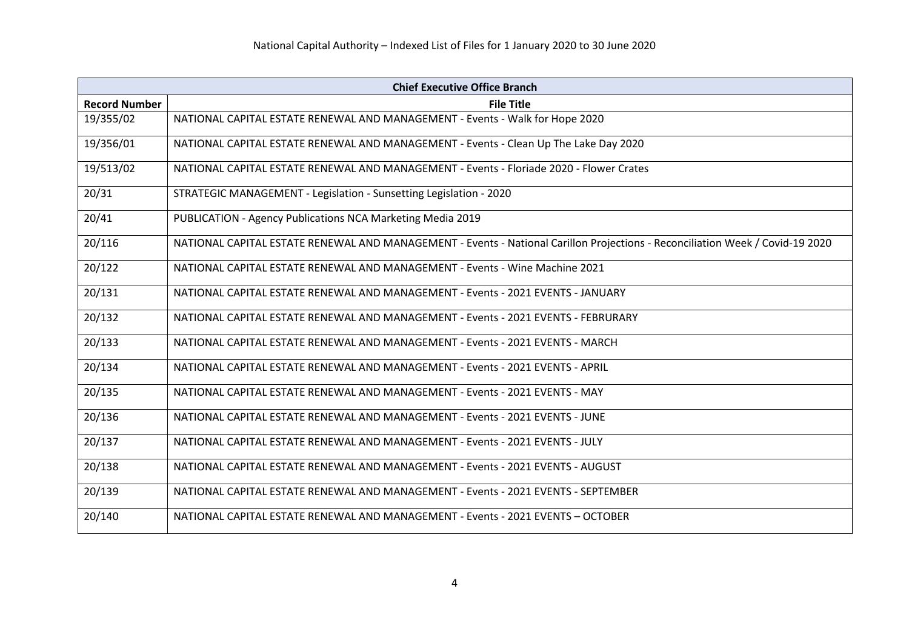| Chief Executive Office Branch | |
| --- | --- |
| **Record Number** | **File Title** |
| 19/355/02 | NATIONAL CAPITAL ESTATE RENEWAL AND MANAGEMENT - Events - Walk for Hope 2020 |
| 19/356/01 | NATIONAL CAPITAL ESTATE RENEWAL AND MANAGEMENT - Events - Clean Up The Lake Day 2020 |
| 19/513/02 | NATIONAL CAPITAL ESTATE RENEWAL AND MANAGEMENT - Events - Floriade 2020 - Flower Crates |
| 20/31 | STRATEGIC MANAGEMENT - Legislation - Sunsetting Legislation - 2020 |
| 20/41 | PUBLICATION - Agency Publications NCA Marketing Media 2019 |
| 20/116 | NATIONAL CAPITAL ESTATE RENEWAL AND MANAGEMENT - Events - National Carillon Projections - Reconciliation Week / Covid-19 2020 |
| 20/122 | NATIONAL CAPITAL ESTATE RENEWAL AND MANAGEMENT - Events - Wine Machine 2021 |
| 20/131 | NATIONAL CAPITAL ESTATE RENEWAL AND MANAGEMENT - Events - 2021 EVENTS - JANUARY |
| 20/132 | NATIONAL CAPITAL ESTATE RENEWAL AND MANAGEMENT - Events - 2021 EVENTS - FEBRURARY |
| 20/133 | NATIONAL CAPITAL ESTATE RENEWAL AND MANAGEMENT - Events - 2021 EVENTS - MARCH |
| 20/134 | NATIONAL CAPITAL ESTATE RENEWAL AND MANAGEMENT - Events - 2021 EVENTS - APRIL |
| 20/135 | NATIONAL CAPITAL ESTATE RENEWAL AND MANAGEMENT - Events - 2021 EVENTS - MAY |
| 20/136 | NATIONAL CAPITAL ESTATE RENEWAL AND MANAGEMENT - Events - 2021 EVENTS - JUNE |
| 20/137 | NATIONAL CAPITAL ESTATE RENEWAL AND MANAGEMENT - Events - 2021 EVENTS - JULY |
| 20/138 | NATIONAL CAPITAL ESTATE RENEWAL AND MANAGEMENT - Events - 2021 EVENTS - AUGUST |
| 20/139 | NATIONAL CAPITAL ESTATE RENEWAL AND MANAGEMENT - Events - 2021 EVENTS - SEPTEMBER |
| 20/140 | NATIONAL CAPITAL ESTATE RENEWAL AND MANAGEMENT - Events - 2021 EVENTS – OCTOBER |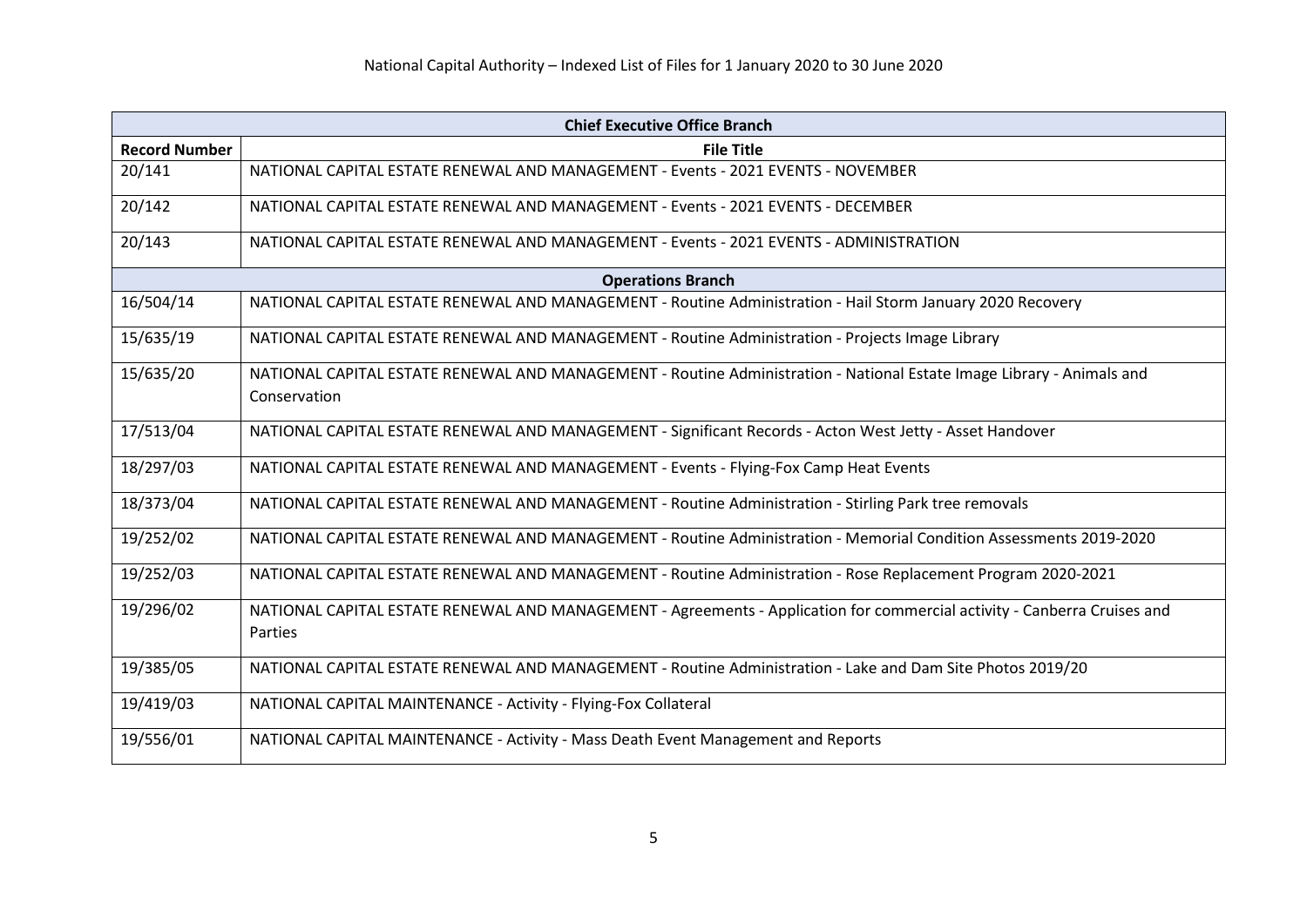National Capital Authority – Indexed List of Files for 1 January 2020 to 30 June 2020

| Chief Executive Office Branch | |
|---|---|
| **Record Number** | **File Title** |
| 20/141 | NATIONAL CAPITAL ESTATE RENEWAL AND MANAGEMENT - Events - 2021 EVENTS - NOVEMBER |
| 20/142 | NATIONAL CAPITAL ESTATE RENEWAL AND MANAGEMENT - Events - 2021 EVENTS - DECEMBER |
| 20/143 | NATIONAL CAPITAL ESTATE RENEWAL AND MANAGEMENT - Events - 2021 EVENTS - ADMINISTRATION |
| **Operations Branch** | |
| 16/504/14 | NATIONAL CAPITAL ESTATE RENEWAL AND MANAGEMENT - Routine Administration - Hail Storm January 2020 Recovery |
| 15/635/19 | NATIONAL CAPITAL ESTATE RENEWAL AND MANAGEMENT - Routine Administration - Projects Image Library |
| 15/635/20 | NATIONAL CAPITAL ESTATE RENEWAL AND MANAGEMENT - Routine Administration - National Estate Image Library - Animals and Conservation |
| 17/513/04 | NATIONAL CAPITAL ESTATE RENEWAL AND MANAGEMENT - Significant Records - Acton West Jetty - Asset Handover |
| 18/297/03 | NATIONAL CAPITAL ESTATE RENEWAL AND MANAGEMENT - Events - Flying-Fox Camp Heat Events |
| 18/373/04 | NATIONAL CAPITAL ESTATE RENEWAL AND MANAGEMENT - Routine Administration - Stirling Park tree removals |
| 19/252/02 | NATIONAL CAPITAL ESTATE RENEWAL AND MANAGEMENT - Routine Administration - Memorial Condition Assessments 2019-2020 |
| 19/252/03 | NATIONAL CAPITAL ESTATE RENEWAL AND MANAGEMENT - Routine Administration - Rose Replacement Program 2020-2021 |
| 19/296/02 | NATIONAL CAPITAL ESTATE RENEWAL AND MANAGEMENT - Agreements - Application for commercial activity - Canberra Cruises and Parties |
| 19/385/05 | NATIONAL CAPITAL ESTATE RENEWAL AND MANAGEMENT - Routine Administration - Lake and Dam Site Photos 2019/20 |
| 19/419/03 | NATIONAL CAPITAL MAINTENANCE - Activity - Flying-Fox Collateral |
| 19/556/01 | NATIONAL CAPITAL MAINTENANCE - Activity - Mass Death Event Management and Reports |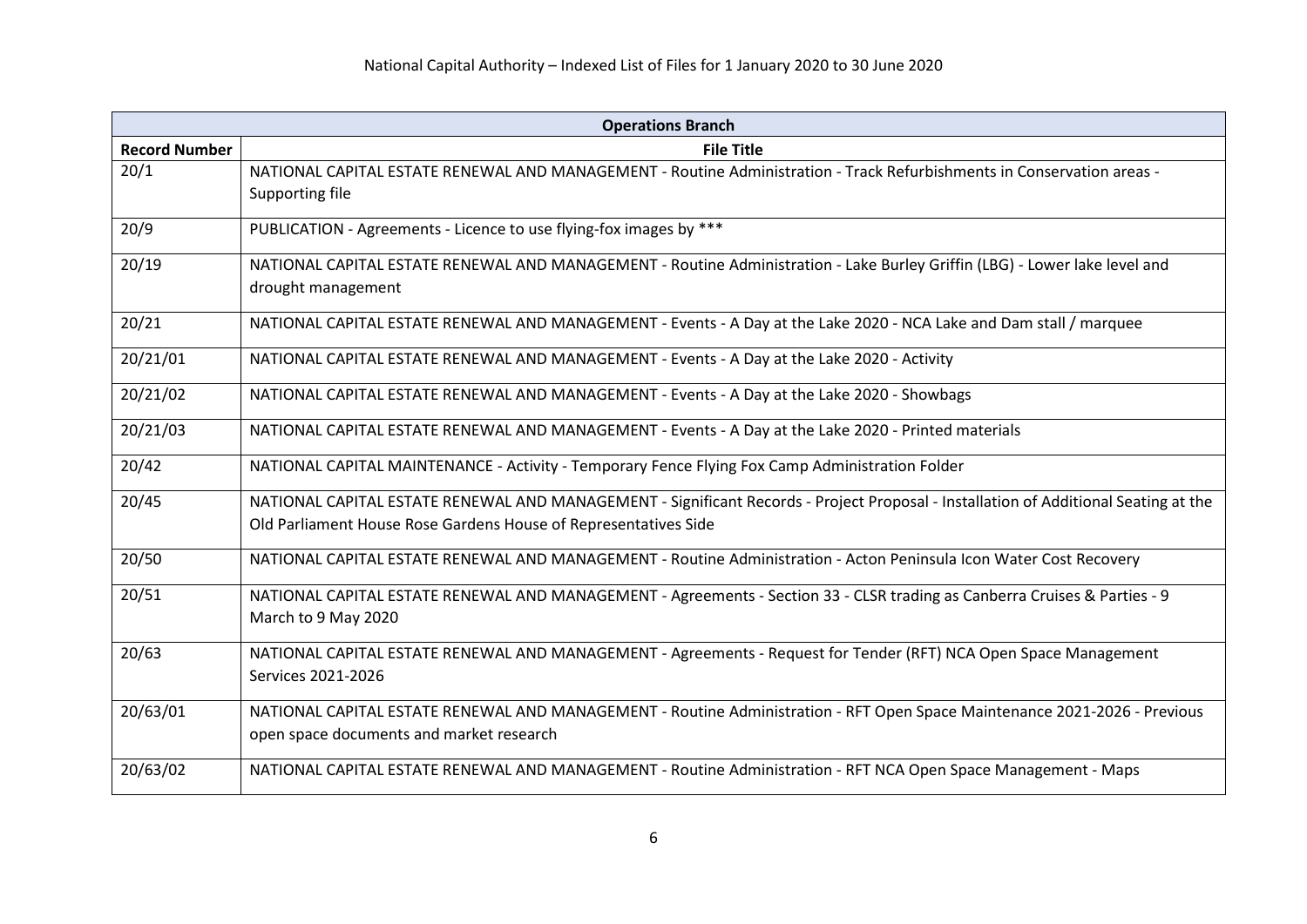| Operations Branch | |
|---|---|
| **Record Number** | **File Title** |
| 20/1 | NATIONAL CAPITAL ESTATE RENEWAL AND MANAGEMENT - Routine Administration - Track Refurbishments in Conservation areas - Supporting file |
| 20/9 | PUBLICATION - Agreements - Licence to use flying-fox images by *** |
| 20/19 | NATIONAL CAPITAL ESTATE RENEWAL AND MANAGEMENT - Routine Administration - Lake Burley Griffin (LBG) - Lower lake level and drought management |
| 20/21 | NATIONAL CAPITAL ESTATE RENEWAL AND MANAGEMENT - Events - A Day at the Lake 2020 - NCA Lake and Dam stall / marquee |
| 20/21/01 | NATIONAL CAPITAL ESTATE RENEWAL AND MANAGEMENT - Events - A Day at the Lake 2020 - Activity |
| 20/21/02 | NATIONAL CAPITAL ESTATE RENEWAL AND MANAGEMENT - Events - A Day at the Lake 2020 - Showbags |
| 20/21/03 | NATIONAL CAPITAL ESTATE RENEWAL AND MANAGEMENT - Events - A Day at the Lake 2020 - Printed materials |
| 20/42 | NATIONAL CAPITAL MAINTENANCE - Activity - Temporary Fence Flying Fox Camp Administration Folder |
| 20/45 | NATIONAL CAPITAL ESTATE RENEWAL AND MANAGEMENT - Significant Records - Project Proposal - Installation of Additional Seating at the Old Parliament House Rose Gardens House of Representatives Side |
| 20/50 | NATIONAL CAPITAL ESTATE RENEWAL AND MANAGEMENT - Routine Administration - Acton Peninsula Icon Water Cost Recovery |
| 20/51 | NATIONAL CAPITAL ESTATE RENEWAL AND MANAGEMENT - Agreements - Section 33 - CLSR trading as Canberra Cruises & Parties - 9 March to 9 May 2020 |
| 20/63 | NATIONAL CAPITAL ESTATE RENEWAL AND MANAGEMENT - Agreements - Request for Tender (RFT) NCA Open Space Management Services 2021-2026 |
| 20/63/01 | NATIONAL CAPITAL ESTATE RENEWAL AND MANAGEMENT - Routine Administration - RFT Open Space Maintenance 2021-2026 - Previous open space documents and market research |
| 20/63/02 | NATIONAL CAPITAL ESTATE RENEWAL AND MANAGEMENT - Routine Administration - RFT NCA Open Space Management - Maps |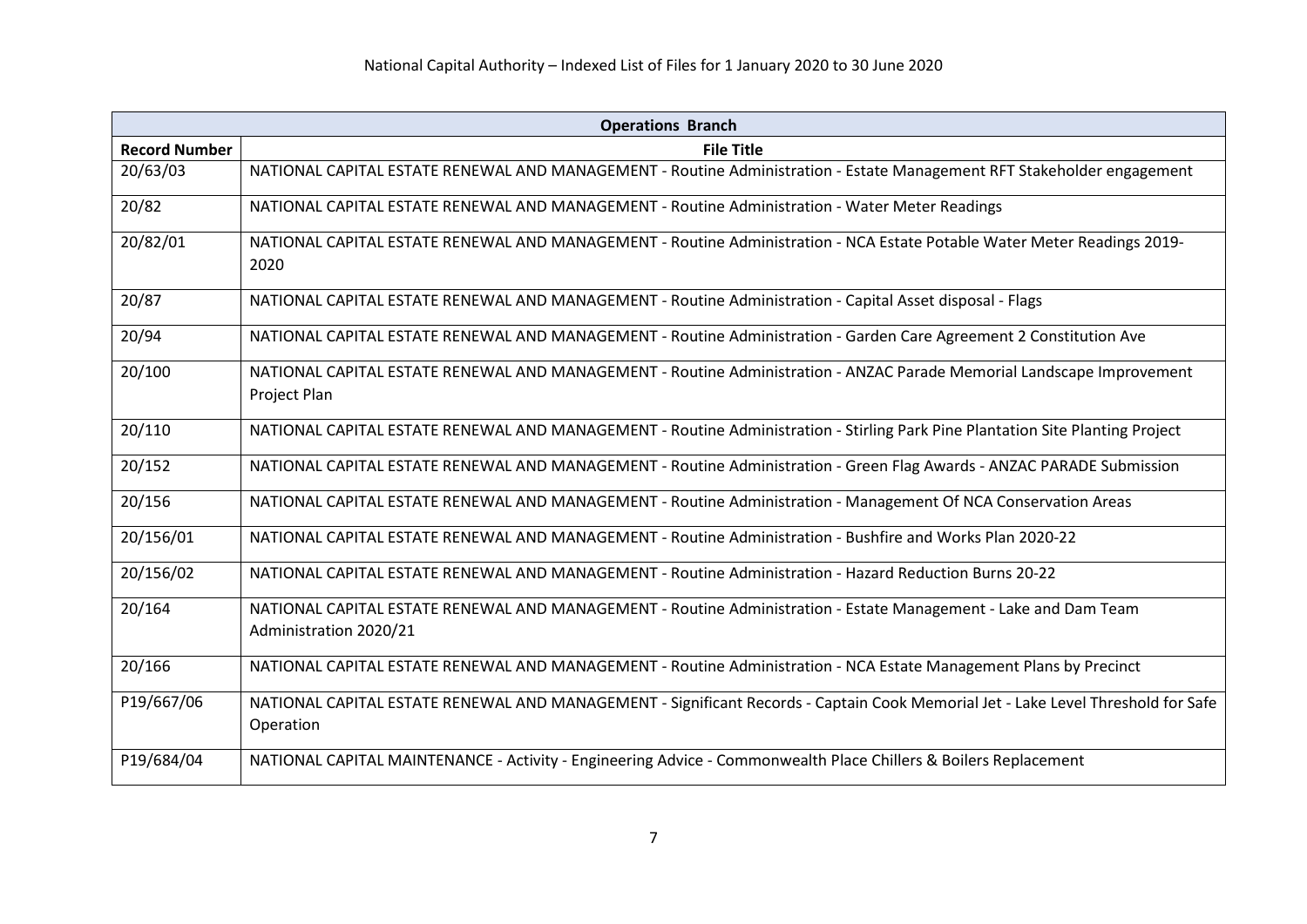| Operations Branch | |
|---|---|
| **Record Number** | **File Title** |
| 20/63/03 | NATIONAL CAPITAL ESTATE RENEWAL AND MANAGEMENT - Routine Administration - Estate Management RFT Stakeholder engagement |
| 20/82 | NATIONAL CAPITAL ESTATE RENEWAL AND MANAGEMENT - Routine Administration - Water Meter Readings |
| 20/82/01 | NATIONAL CAPITAL ESTATE RENEWAL AND MANAGEMENT - Routine Administration - NCA Estate Potable Water Meter Readings 2019-2020 |
| 20/87 | NATIONAL CAPITAL ESTATE RENEWAL AND MANAGEMENT - Routine Administration - Capital Asset disposal - Flags |
| 20/94 | NATIONAL CAPITAL ESTATE RENEWAL AND MANAGEMENT - Routine Administration - Garden Care Agreement 2 Constitution Ave |
| 20/100 | NATIONAL CAPITAL ESTATE RENEWAL AND MANAGEMENT - Routine Administration - ANZAC Parade Memorial Landscape Improvement Project Plan |
| 20/110 | NATIONAL CAPITAL ESTATE RENEWAL AND MANAGEMENT - Routine Administration - Stirling Park Pine Plantation Site Planting Project |
| 20/152 | NATIONAL CAPITAL ESTATE RENEWAL AND MANAGEMENT - Routine Administration - Green Flag Awards - ANZAC PARADE Submission |
| 20/156 | NATIONAL CAPITAL ESTATE RENEWAL AND MANAGEMENT - Routine Administration - Management Of NCA Conservation Areas |
| 20/156/01 | NATIONAL CAPITAL ESTATE RENEWAL AND MANAGEMENT - Routine Administration - Bushfire and Works Plan 2020-22 |
| 20/156/02 | NATIONAL CAPITAL ESTATE RENEWAL AND MANAGEMENT - Routine Administration - Hazard Reduction Burns 20-22 |
| 20/164 | NATIONAL CAPITAL ESTATE RENEWAL AND MANAGEMENT - Routine Administration - Estate Management - Lake and Dam Team Administration 2020/21 |
| 20/166 | NATIONAL CAPITAL ESTATE RENEWAL AND MANAGEMENT - Routine Administration - NCA Estate Management Plans by Precinct |
| P19/667/06 | NATIONAL CAPITAL ESTATE RENEWAL AND MANAGEMENT - Significant Records - Captain Cook Memorial Jet - Lake Level Threshold for Safe Operation |
| P19/684/04 | NATIONAL CAPITAL MAINTENANCE - Activity - Engineering Advice - Commonwealth Place Chillers & Boilers Replacement |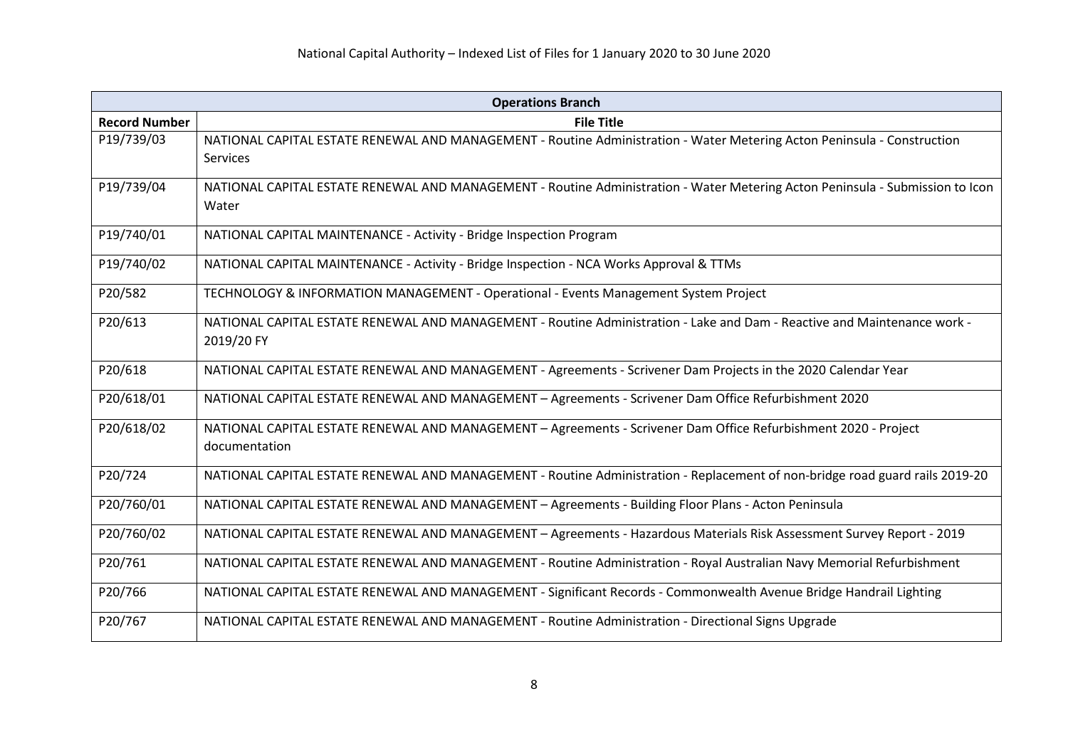| Operations Branch | |
|---|---|
| **Record Number** | **File Title** |
| P19/739/03 | NATIONAL CAPITAL ESTATE RENEWAL AND MANAGEMENT - Routine Administration - Water Metering Acton Peninsula - Construction Services |
| P19/739/04 | NATIONAL CAPITAL ESTATE RENEWAL AND MANAGEMENT - Routine Administration - Water Metering Acton Peninsula - Submission to Icon Water |
| P19/740/01 | NATIONAL CAPITAL MAINTENANCE - Activity - Bridge Inspection Program |
| P19/740/02 | NATIONAL CAPITAL MAINTENANCE - Activity - Bridge Inspection - NCA Works Approval & TTMs |
| P20/582 | TECHNOLOGY & INFORMATION MANAGEMENT - Operational - Events Management System Project |
| P20/613 | NATIONAL CAPITAL ESTATE RENEWAL AND MANAGEMENT - Routine Administration - Lake and Dam - Reactive and Maintenance work - 2019/20 FY |
| P20/618 | NATIONAL CAPITAL ESTATE RENEWAL AND MANAGEMENT - Agreements - Scrivener Dam Projects in the 2020 Calendar Year |
| P20/618/01 | NATIONAL CAPITAL ESTATE RENEWAL AND MANAGEMENT – Agreements - Scrivener Dam Office Refurbishment 2020 |
| P20/618/02 | NATIONAL CAPITAL ESTATE RENEWAL AND MANAGEMENT – Agreements - Scrivener Dam Office Refurbishment 2020 - Project documentation |
| P20/724 | NATIONAL CAPITAL ESTATE RENEWAL AND MANAGEMENT - Routine Administration - Replacement of non-bridge road guard rails 2019-20 |
| P20/760/01 | NATIONAL CAPITAL ESTATE RENEWAL AND MANAGEMENT – Agreements - Building Floor Plans - Acton Peninsula |
| P20/760/02 | NATIONAL CAPITAL ESTATE RENEWAL AND MANAGEMENT – Agreements - Hazardous Materials Risk Assessment Survey Report - 2019 |
| P20/761 | NATIONAL CAPITAL ESTATE RENEWAL AND MANAGEMENT - Routine Administration - Royal Australian Navy Memorial Refurbishment |
| P20/766 | NATIONAL CAPITAL ESTATE RENEWAL AND MANAGEMENT - Significant Records - Commonwealth Avenue Bridge Handrail Lighting |
| P20/767 | NATIONAL CAPITAL ESTATE RENEWAL AND MANAGEMENT - Routine Administration - Directional Signs Upgrade |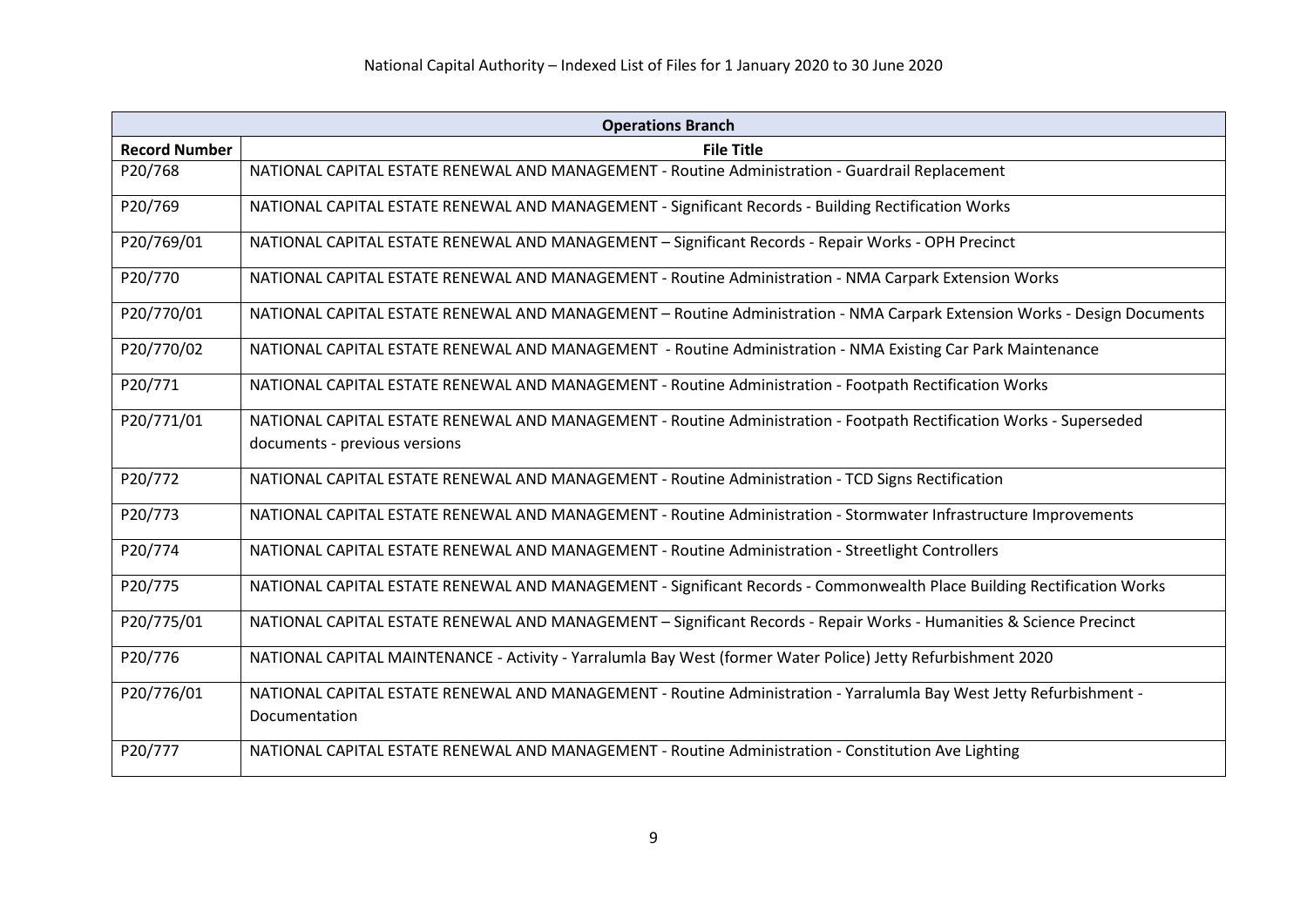| Operations Branch | |
|---|---|
| **Record Number** | **File Title** |
| P20/768 | NATIONAL CAPITAL ESTATE RENEWAL AND MANAGEMENT - Routine Administration - Guardrail Replacement |
| P20/769 | NATIONAL CAPITAL ESTATE RENEWAL AND MANAGEMENT - Significant Records - Building Rectification Works |
| P20/769/01 | NATIONAL CAPITAL ESTATE RENEWAL AND MANAGEMENT – Significant Records - Repair Works - OPH Precinct |
| P20/770 | NATIONAL CAPITAL ESTATE RENEWAL AND MANAGEMENT - Routine Administration - NMA Carpark Extension Works |
| P20/770/01 | NATIONAL CAPITAL ESTATE RENEWAL AND MANAGEMENT – Routine Administration - NMA Carpark Extension Works - Design Documents |
| P20/770/02 | NATIONAL CAPITAL ESTATE RENEWAL AND MANAGEMENT - Routine Administration - NMA Existing Car Park Maintenance |
| P20/771 | NATIONAL CAPITAL ESTATE RENEWAL AND MANAGEMENT - Routine Administration - Footpath Rectification Works |
| P20/771/01 | NATIONAL CAPITAL ESTATE RENEWAL AND MANAGEMENT - Routine Administration - Footpath Rectification Works - Superseded documents - previous versions |
| P20/772 | NATIONAL CAPITAL ESTATE RENEWAL AND MANAGEMENT - Routine Administration - TCD Signs Rectification |
| P20/773 | NATIONAL CAPITAL ESTATE RENEWAL AND MANAGEMENT - Routine Administration - Stormwater Infrastructure Improvements |
| P20/774 | NATIONAL CAPITAL ESTATE RENEWAL AND MANAGEMENT - Routine Administration - Streetlight Controllers |
| P20/775 | NATIONAL CAPITAL ESTATE RENEWAL AND MANAGEMENT - Significant Records - Commonwealth Place Building Rectification Works |
| P20/775/01 | NATIONAL CAPITAL ESTATE RENEWAL AND MANAGEMENT – Significant Records - Repair Works - Humanities & Science Precinct |
| P20/776 | NATIONAL CAPITAL MAINTENANCE - Activity - Yarralumla Bay West (former Water Police) Jetty Refurbishment 2020 |
| P20/776/01 | NATIONAL CAPITAL ESTATE RENEWAL AND MANAGEMENT - Routine Administration - Yarralumla Bay West Jetty Refurbishment - Documentation |
| P20/777 | NATIONAL CAPITAL ESTATE RENEWAL AND MANAGEMENT - Routine Administration - Constitution Ave Lighting |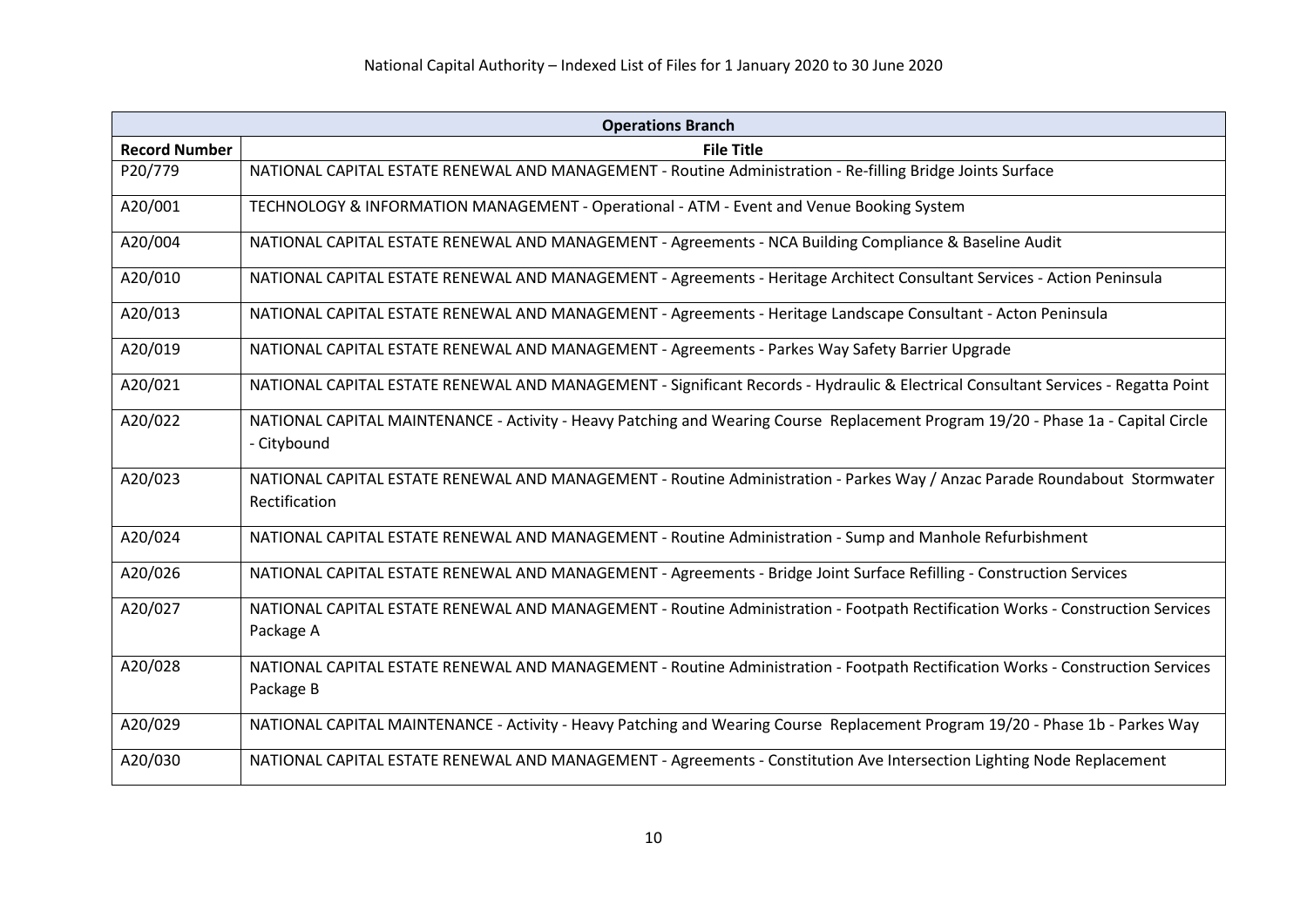National Capital Authority – Indexed List of Files for 1 January 2020 to 30 June 2020

| Operations Branch | |
|---|---|
| **Record Number** | **File Title** |
| P20/779 | NATIONAL CAPITAL ESTATE RENEWAL AND MANAGEMENT - Routine Administration - Re-filling Bridge Joints Surface |
| A20/001 | TECHNOLOGY & INFORMATION MANAGEMENT - Operational - ATM - Event and Venue Booking System |
| A20/004 | NATIONAL CAPITAL ESTATE RENEWAL AND MANAGEMENT - Agreements - NCA Building Compliance & Baseline Audit |
| A20/010 | NATIONAL CAPITAL ESTATE RENEWAL AND MANAGEMENT - Agreements - Heritage Architect Consultant Services - Action Peninsula |
| A20/013 | NATIONAL CAPITAL ESTATE RENEWAL AND MANAGEMENT - Agreements - Heritage Landscape Consultant - Acton Peninsula |
| A20/019 | NATIONAL CAPITAL ESTATE RENEWAL AND MANAGEMENT - Agreements - Parkes Way Safety Barrier Upgrade |
| A20/021 | NATIONAL CAPITAL ESTATE RENEWAL AND MANAGEMENT - Significant Records - Hydraulic & Electrical Consultant Services - Regatta Point |
| A20/022 | NATIONAL CAPITAL MAINTENANCE - Activity - Heavy Patching and Wearing Course Replacement Program 19/20 - Phase 1a - Capital Circle - Citybound |
| A20/023 | NATIONAL CAPITAL ESTATE RENEWAL AND MANAGEMENT - Routine Administration - Parkes Way / Anzac Parade Roundabout Stormwater Rectification |
| A20/024 | NATIONAL CAPITAL ESTATE RENEWAL AND MANAGEMENT - Routine Administration - Sump and Manhole Refurbishment |
| A20/026 | NATIONAL CAPITAL ESTATE RENEWAL AND MANAGEMENT - Agreements - Bridge Joint Surface Refilling - Construction Services |
| A20/027 | NATIONAL CAPITAL ESTATE RENEWAL AND MANAGEMENT - Routine Administration - Footpath Rectification Works - Construction Services Package A |
| A20/028 | NATIONAL CAPITAL ESTATE RENEWAL AND MANAGEMENT - Routine Administration - Footpath Rectification Works - Construction Services Package B |
| A20/029 | NATIONAL CAPITAL MAINTENANCE - Activity - Heavy Patching and Wearing Course Replacement Program 19/20 - Phase 1b - Parkes Way |
| A20/030 | NATIONAL CAPITAL ESTATE RENEWAL AND MANAGEMENT - Agreements - Constitution Ave Intersection Lighting Node Replacement |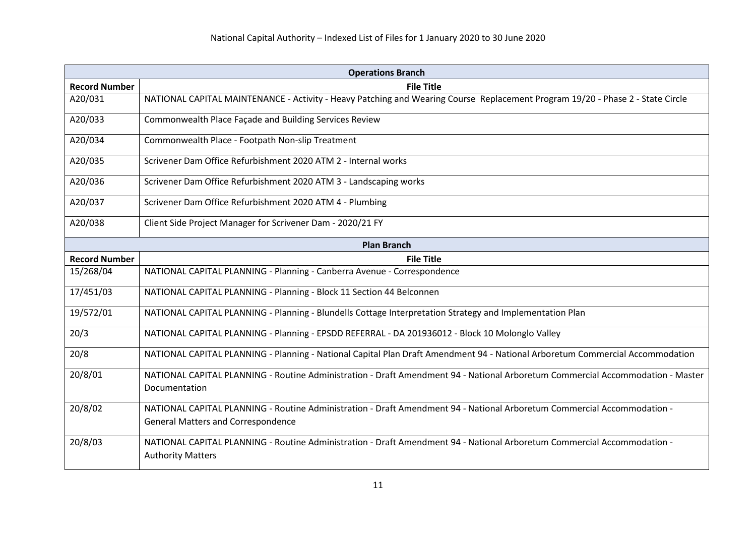National Capital Authority – Indexed List of Files for 1 January 2020 to 30 June 2020

| Operations Branch | |
|---|---|
| **Record Number** | **File Title** |
| A20/031 | NATIONAL CAPITAL MAINTENANCE - Activity - Heavy Patching and Wearing Course Replacement Program 19/20 - Phase 2 - State Circle |
| A20/033 | Commonwealth Place Façade and Building Services Review |
| A20/034 | Commonwealth Place - Footpath Non-slip Treatment |
| A20/035 | Scrivener Dam Office Refurbishment 2020 ATM 2 - Internal works |
| A20/036 | Scrivener Dam Office Refurbishment 2020 ATM 3 - Landscaping works |
| A20/037 | Scrivener Dam Office Refurbishment 2020 ATM 4 - Plumbing |
| A20/038 | Client Side Project Manager for Scrivener Dam - 2020/21 FY |

| Plan Branch | |
|---|---|
| **Record Number** | **File Title** |
| 15/268/04 | NATIONAL CAPITAL PLANNING - Planning - Canberra Avenue - Correspondence |
| 17/451/03 | NATIONAL CAPITAL PLANNING - Planning - Block 11 Section 44 Belconnen |
| 19/572/01 | NATIONAL CAPITAL PLANNING - Planning - Blundells Cottage Interpretation Strategy and Implementation Plan |
| 20/3 | NATIONAL CAPITAL PLANNING - Planning - EPSDD REFERRAL - DA 201936012 - Block 10 Molonglo Valley |
| 20/8 | NATIONAL CAPITAL PLANNING - Planning - National Capital Plan Draft Amendment 94 - National Arboretum Commercial Accommodation |
| 20/8/01 | NATIONAL CAPITAL PLANNING - Routine Administration - Draft Amendment 94 - National Arboretum Commercial Accommodation - Master Documentation |
| 20/8/02 | NATIONAL CAPITAL PLANNING - Routine Administration - Draft Amendment 94 - National Arboretum Commercial Accommodation - General Matters and Correspondence |
| 20/8/03 | NATIONAL CAPITAL PLANNING - Routine Administration - Draft Amendment 94 - National Arboretum Commercial Accommodation - Authority Matters |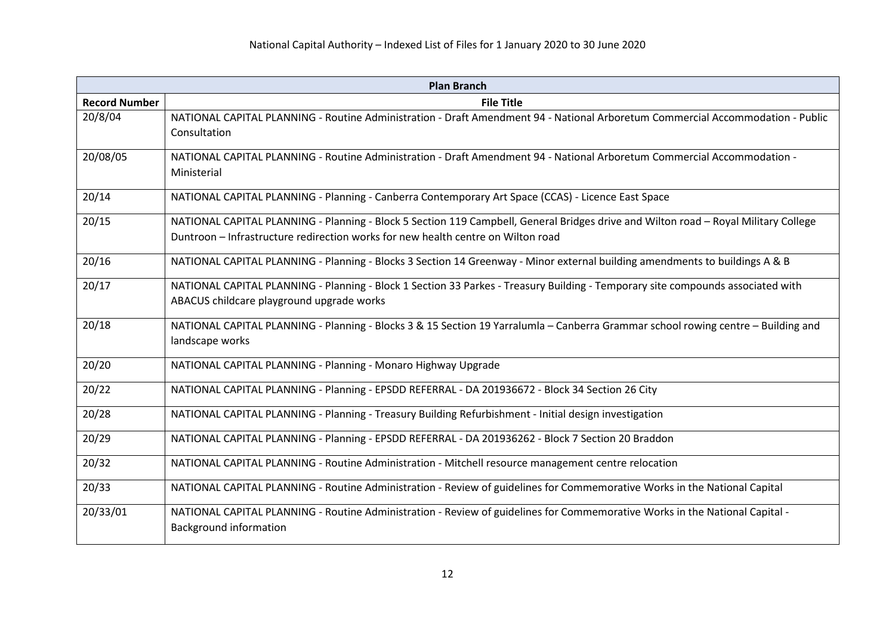National Capital Authority – Indexed List of Files for 1 January 2020 to 30 June 2020

| Plan Branch | |
|---|---|
| **Record Number** | **File Title** |
| 20/8/04 | NATIONAL CAPITAL PLANNING - Routine Administration - Draft Amendment 94 - National Arboretum Commercial Accommodation - Public Consultation |
| 20/08/05 | NATIONAL CAPITAL PLANNING - Routine Administration - Draft Amendment 94 - National Arboretum Commercial Accommodation - Ministerial |
| 20/14 | NATIONAL CAPITAL PLANNING - Planning - Canberra Contemporary Art Space (CCAS) - Licence East Space |
| 20/15 | NATIONAL CAPITAL PLANNING - Planning - Block 5 Section 119 Campbell, General Bridges drive and Wilton road – Royal Military College Duntroon – Infrastructure redirection works for new health centre on Wilton road |
| 20/16 | NATIONAL CAPITAL PLANNING - Planning - Blocks 3 Section 14 Greenway - Minor external building amendments to buildings A & B |
| 20/17 | NATIONAL CAPITAL PLANNING - Planning - Block 1 Section 33 Parkes - Treasury Building - Temporary site compounds associated with ABACUS childcare playground upgrade works |
| 20/18 | NATIONAL CAPITAL PLANNING - Planning - Blocks 3 & 15 Section 19 Yarralumla – Canberra Grammar school rowing centre – Building and landscape works |
| 20/20 | NATIONAL CAPITAL PLANNING - Planning - Monaro Highway Upgrade |
| 20/22 | NATIONAL CAPITAL PLANNING - Planning - EPSDD REFERRAL - DA 201936672 - Block 34 Section 26 City |
| 20/28 | NATIONAL CAPITAL PLANNING - Planning - Treasury Building Refurbishment - Initial design investigation |
| 20/29 | NATIONAL CAPITAL PLANNING - Planning - EPSDD REFERRAL - DA 201936262 - Block 7 Section 20 Braddon |
| 20/32 | NATIONAL CAPITAL PLANNING - Routine Administration - Mitchell resource management centre relocation |
| 20/33 | NATIONAL CAPITAL PLANNING - Routine Administration - Review of guidelines for Commemorative Works in the National Capital |
| 20/33/01 | NATIONAL CAPITAL PLANNING - Routine Administration - Review of guidelines for Commemorative Works in the National Capital - Background information |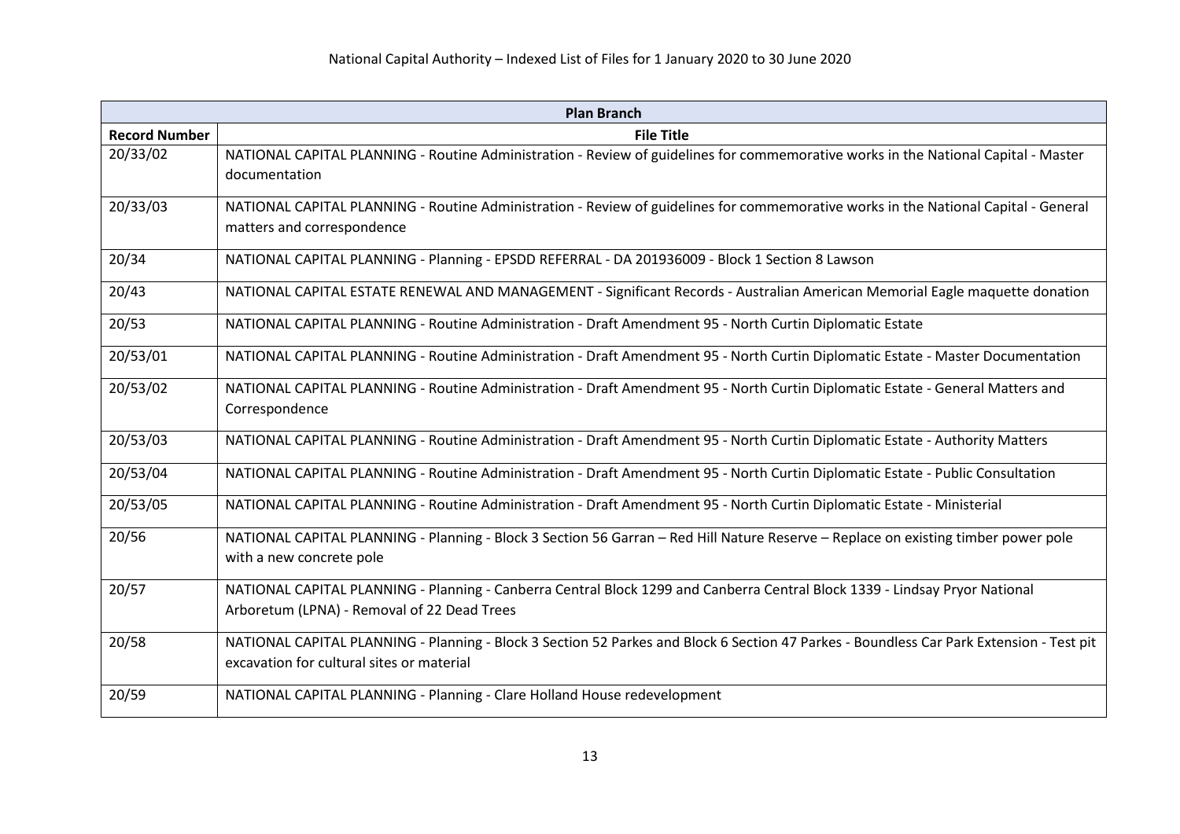| Plan Branch | |
|---|---|
| **Record Number** | **File Title** |
| 20/33/02 | NATIONAL CAPITAL PLANNING - Routine Administration - Review of guidelines for commemorative works in the National Capital - Master documentation |
| 20/33/03 | NATIONAL CAPITAL PLANNING - Routine Administration - Review of guidelines for commemorative works in the National Capital - General matters and correspondence |
| 20/34 | NATIONAL CAPITAL PLANNING - Planning - EPSDD REFERRAL - DA 201936009 - Block 1 Section 8 Lawson |
| 20/43 | NATIONAL CAPITAL ESTATE RENEWAL AND MANAGEMENT - Significant Records - Australian American Memorial Eagle maquette donation |
| 20/53 | NATIONAL CAPITAL PLANNING - Routine Administration - Draft Amendment 95 - North Curtin Diplomatic Estate |
| 20/53/01 | NATIONAL CAPITAL PLANNING - Routine Administration - Draft Amendment 95 - North Curtin Diplomatic Estate - Master Documentation |
| 20/53/02 | NATIONAL CAPITAL PLANNING - Routine Administration - Draft Amendment 95 - North Curtin Diplomatic Estate - General Matters and Correspondence |
| 20/53/03 | NATIONAL CAPITAL PLANNING - Routine Administration - Draft Amendment 95 - North Curtin Diplomatic Estate - Authority Matters |
| 20/53/04 | NATIONAL CAPITAL PLANNING - Routine Administration - Draft Amendment 95 - North Curtin Diplomatic Estate - Public Consultation |
| 20/53/05 | NATIONAL CAPITAL PLANNING - Routine Administration - Draft Amendment 95 - North Curtin Diplomatic Estate - Ministerial |
| 20/56 | NATIONAL CAPITAL PLANNING - Planning - Block 3 Section 56 Garran – Red Hill Nature Reserve – Replace on existing timber power pole with a new concrete pole |
| 20/57 | NATIONAL CAPITAL PLANNING - Planning - Canberra Central Block 1299 and Canberra Central Block 1339 - Lindsay Pryor National Arboretum (LPNA) - Removal of 22 Dead Trees |
| 20/58 | NATIONAL CAPITAL PLANNING - Planning - Block 3 Section 52 Parkes and Block 6 Section 47 Parkes - Boundless Car Park Extension - Test pit excavation for cultural sites or material |
| 20/59 | NATIONAL CAPITAL PLANNING - Planning - Clare Holland House redevelopment |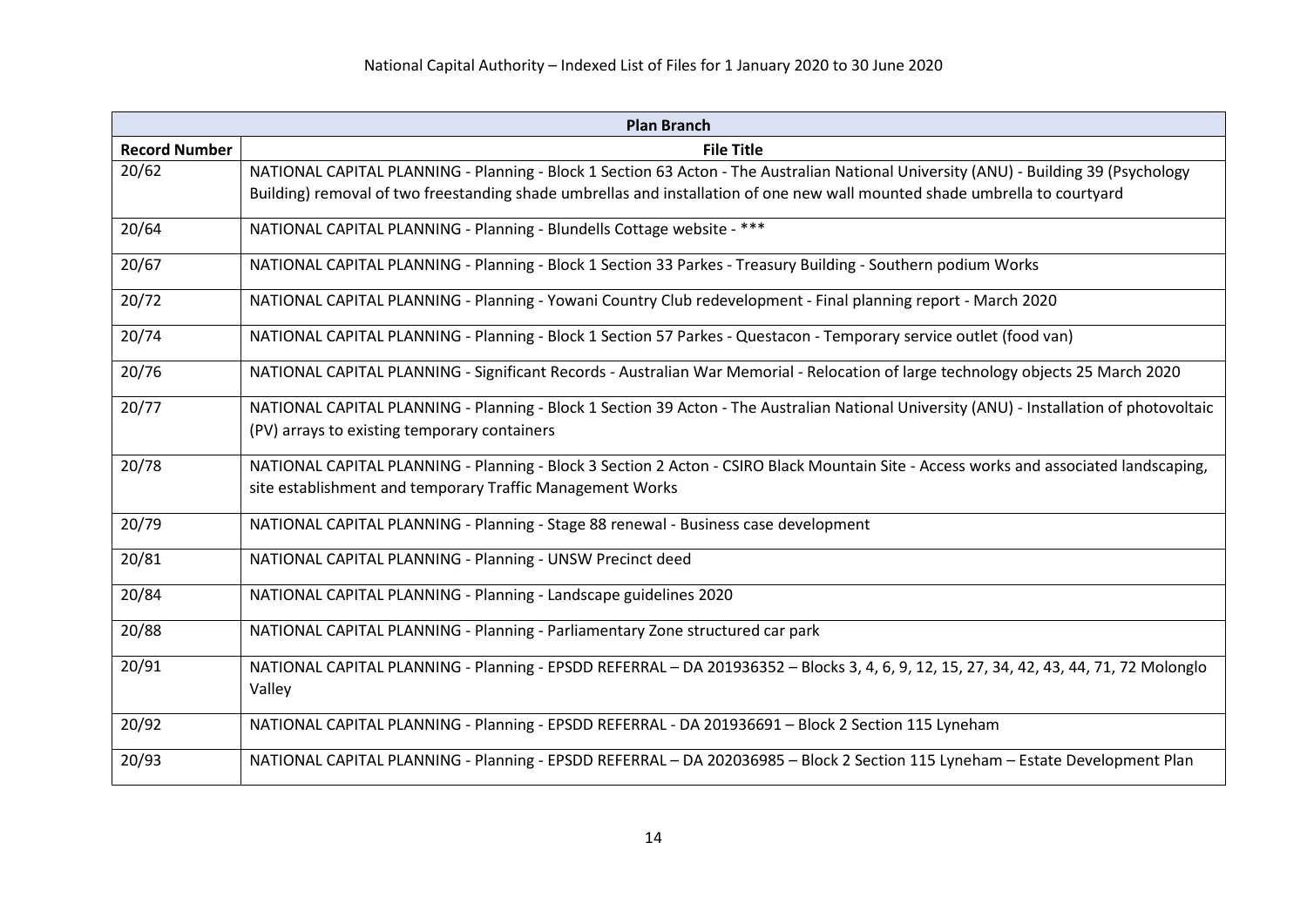| Plan Branch | |
|---|---|
| **Record Number** | **File Title** |
| 20/62 | NATIONAL CAPITAL PLANNING - Planning - Block 1 Section 63 Acton - The Australian National University (ANU) - Building 39 (Psychology Building) removal of two freestanding shade umbrellas and installation of one new wall mounted shade umbrella to courtyard |
| 20/64 | NATIONAL CAPITAL PLANNING - Planning - Blundells Cottage website - *** |
| 20/67 | NATIONAL CAPITAL PLANNING - Planning - Block 1 Section 33 Parkes - Treasury Building - Southern podium Works |
| 20/72 | NATIONAL CAPITAL PLANNING - Planning - Yowani Country Club redevelopment - Final planning report - March 2020 |
| 20/74 | NATIONAL CAPITAL PLANNING - Planning - Block 1 Section 57 Parkes - Questacon - Temporary service outlet (food van) |
| 20/76 | NATIONAL CAPITAL PLANNING - Significant Records - Australian War Memorial - Relocation of large technology objects 25 March 2020 |
| 20/77 | NATIONAL CAPITAL PLANNING - Planning - Block 1 Section 39 Acton - The Australian National University (ANU) - Installation of photovoltaic (PV) arrays to existing temporary containers |
| 20/78 | NATIONAL CAPITAL PLANNING - Planning - Block 3 Section 2 Acton - CSIRO Black Mountain Site - Access works and associated landscaping, site establishment and temporary Traffic Management Works |
| 20/79 | NATIONAL CAPITAL PLANNING - Planning - Stage 88 renewal - Business case development |
| 20/81 | NATIONAL CAPITAL PLANNING - Planning - UNSW Precinct deed |
| 20/84 | NATIONAL CAPITAL PLANNING - Planning - Landscape guidelines 2020 |
| 20/88 | NATIONAL CAPITAL PLANNING - Planning - Parliamentary Zone structured car park |
| 20/91 | NATIONAL CAPITAL PLANNING - Planning - EPSDD REFERRAL – DA 201936352 – Blocks 3, 4, 6, 9, 12, 15, 27, 34, 42, 43, 44, 71, 72 Molonglo Valley |
| 20/92 | NATIONAL CAPITAL PLANNING - Planning - EPSDD REFERRAL - DA 201936691 – Block 2 Section 115 Lyneham |
| 20/93 | NATIONAL CAPITAL PLANNING - Planning - EPSDD REFERRAL – DA 202036985 – Block 2 Section 115 Lyneham – Estate Development Plan |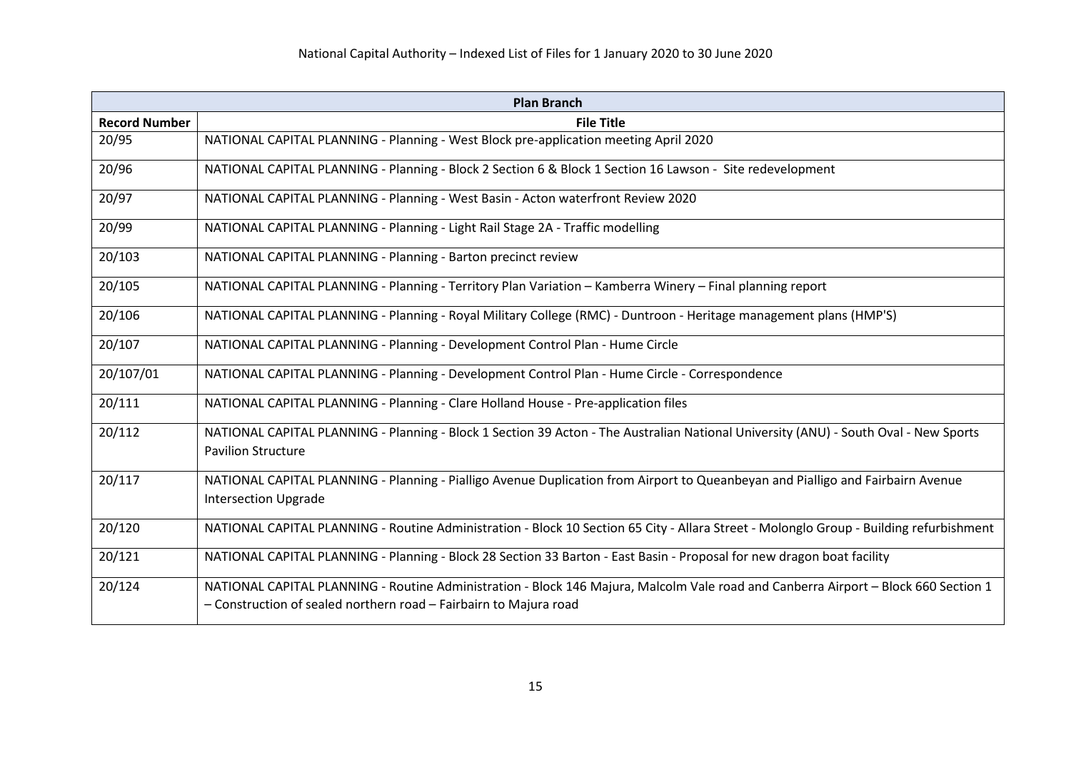| Plan Branch | |
|---|---|
| **Record Number** | **File Title** |
| 20/95 | NATIONAL CAPITAL PLANNING - Planning - West Block pre-application meeting April 2020 |
| 20/96 | NATIONAL CAPITAL PLANNING - Planning - Block 2 Section 6 & Block 1 Section 16 Lawson - Site redevelopment |
| 20/97 | NATIONAL CAPITAL PLANNING - Planning - West Basin - Acton waterfront Review 2020 |
| 20/99 | NATIONAL CAPITAL PLANNING - Planning - Light Rail Stage 2A - Traffic modelling |
| 20/103 | NATIONAL CAPITAL PLANNING - Planning - Barton precinct review |
| 20/105 | NATIONAL CAPITAL PLANNING - Planning - Territory Plan Variation – Kamberra Winery – Final planning report |
| 20/106 | NATIONAL CAPITAL PLANNING - Planning - Royal Military College (RMC) - Duntroon - Heritage management plans (HMP'S) |
| 20/107 | NATIONAL CAPITAL PLANNING - Planning - Development Control Plan - Hume Circle |
| 20/107/01 | NATIONAL CAPITAL PLANNING - Planning - Development Control Plan - Hume Circle - Correspondence |
| 20/111 | NATIONAL CAPITAL PLANNING - Planning - Clare Holland House - Pre-application files |
| 20/112 | NATIONAL CAPITAL PLANNING - Planning - Block 1 Section 39 Acton - The Australian National University (ANU) - South Oval - New Sports Pavilion Structure |
| 20/117 | NATIONAL CAPITAL PLANNING - Planning - Pialligo Avenue Duplication from Airport to Queanbeyan and Pialligo and Fairbairn Avenue Intersection Upgrade |
| 20/120 | NATIONAL CAPITAL PLANNING - Routine Administration - Block 10 Section 65 City - Allara Street - Molonglo Group - Building refurbishment |
| 20/121 | NATIONAL CAPITAL PLANNING - Planning - Block 28 Section 33 Barton - East Basin - Proposal for new dragon boat facility |
| 20/124 | NATIONAL CAPITAL PLANNING - Routine Administration - Block 146 Majura, Malcolm Vale road and Canberra Airport – Block 660 Section 1 – Construction of sealed northern road – Fairbairn to Majura road |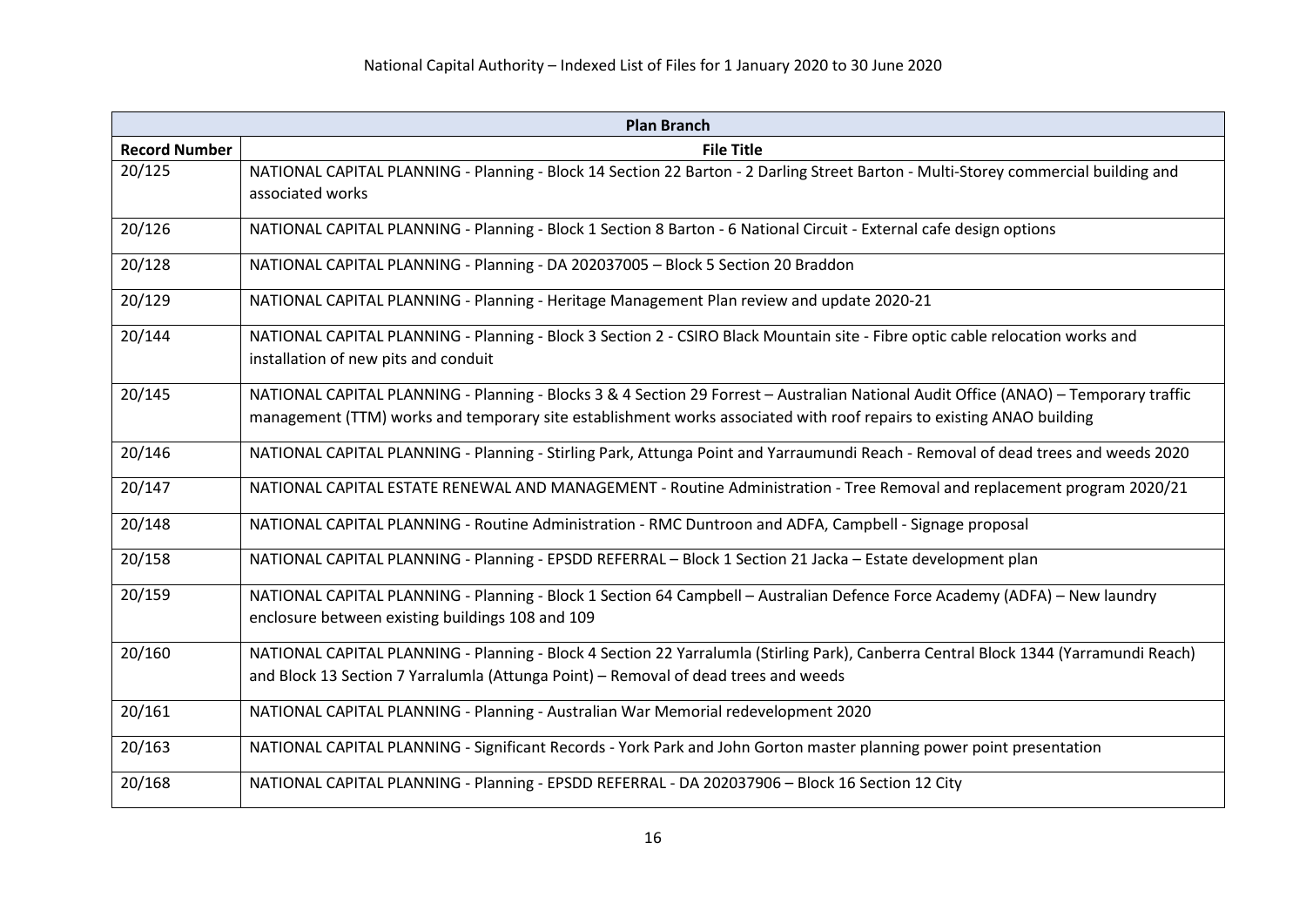| Plan Branch | |
|---|---|
| **Record Number** | **File Title** |
| 20/125 | NATIONAL CAPITAL PLANNING - Planning - Block 14 Section 22 Barton - 2 Darling Street Barton - Multi-Storey commercial building and associated works |
| 20/126 | NATIONAL CAPITAL PLANNING - Planning - Block 1 Section 8 Barton - 6 National Circuit - External cafe design options |
| 20/128 | NATIONAL CAPITAL PLANNING - Planning - DA 202037005 – Block 5 Section 20 Braddon |
| 20/129 | NATIONAL CAPITAL PLANNING - Planning - Heritage Management Plan review and update 2020-21 |
| 20/144 | NATIONAL CAPITAL PLANNING - Planning - Block 3 Section 2 - CSIRO Black Mountain site - Fibre optic cable relocation works and installation of new pits and conduit |
| 20/145 | NATIONAL CAPITAL PLANNING - Planning - Blocks 3 & 4 Section 29 Forrest – Australian National Audit Office (ANAO) – Temporary traffic management (TTM) works and temporary site establishment works associated with roof repairs to existing ANAO building |
| 20/146 | NATIONAL CAPITAL PLANNING - Planning - Stirling Park, Attunga Point and Yarraumundi Reach - Removal of dead trees and weeds 2020 |
| 20/147 | NATIONAL CAPITAL ESTATE RENEWAL AND MANAGEMENT - Routine Administration - Tree Removal and replacement program 2020/21 |
| 20/148 | NATIONAL CAPITAL PLANNING - Routine Administration - RMC Duntroon and ADFA, Campbell - Signage proposal |
| 20/158 | NATIONAL CAPITAL PLANNING - Planning - EPSDD REFERRAL – Block 1 Section 21 Jacka – Estate development plan |
| 20/159 | NATIONAL CAPITAL PLANNING - Planning - Block 1 Section 64 Campbell – Australian Defence Force Academy (ADFA) – New laundry enclosure between existing buildings 108 and 109 |
| 20/160 | NATIONAL CAPITAL PLANNING - Planning - Block 4 Section 22 Yarralumla (Stirling Park), Canberra Central Block 1344 (Yarramundi Reach) and Block 13 Section 7 Yarralumla (Attunga Point) – Removal of dead trees and weeds |
| 20/161 | NATIONAL CAPITAL PLANNING - Planning - Australian War Memorial redevelopment 2020 |
| 20/163 | NATIONAL CAPITAL PLANNING - Significant Records - York Park and John Gorton master planning power point presentation |
| 20/168 | NATIONAL CAPITAL PLANNING - Planning - EPSDD REFERRAL - DA 202037906 – Block 16 Section 12 City |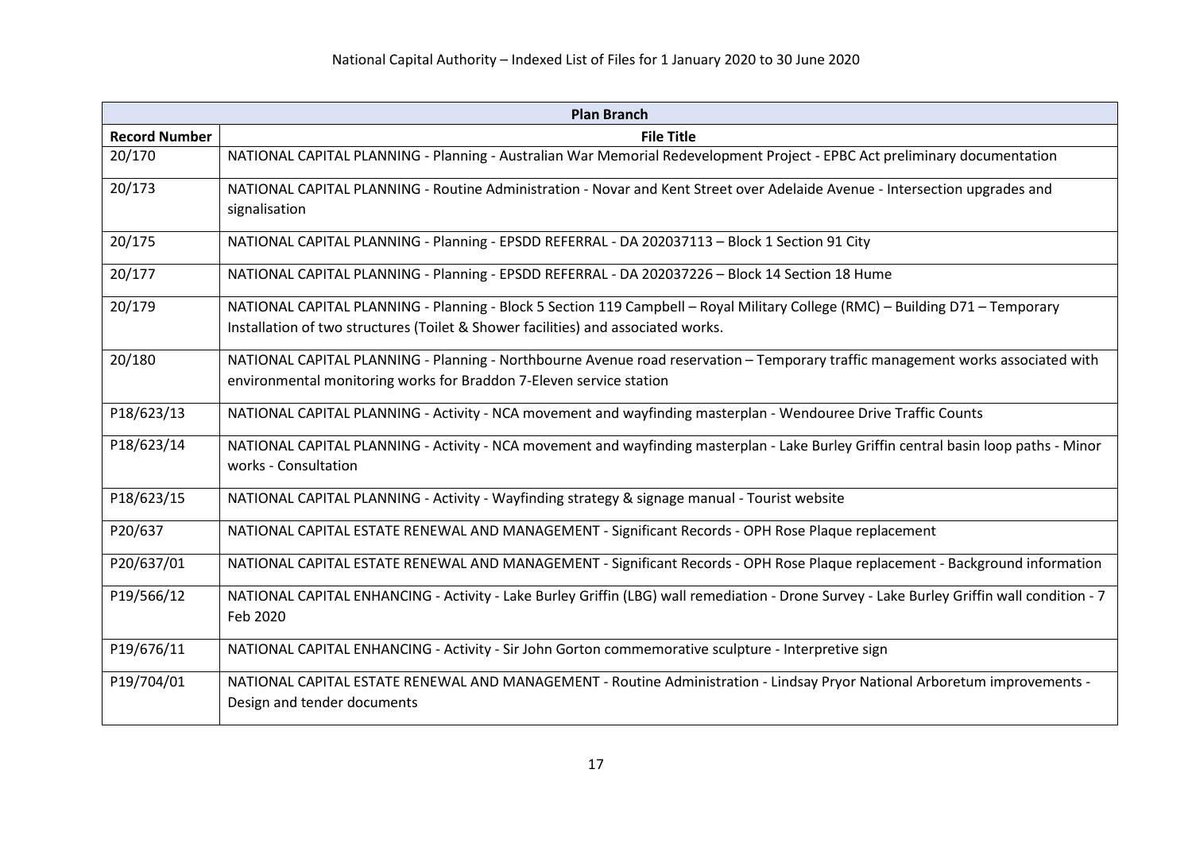| Plan Branch | |
|---|---|
| **Record Number** | **File Title** |
| 20/170 | NATIONAL CAPITAL PLANNING - Planning - Australian War Memorial Redevelopment Project - EPBC Act preliminary documentation |
| 20/173 | NATIONAL CAPITAL PLANNING - Routine Administration - Novar and Kent Street over Adelaide Avenue - Intersection upgrades and signalisation |
| 20/175 | NATIONAL CAPITAL PLANNING - Planning - EPSDD REFERRAL - DA 202037113 – Block 1 Section 91 City |
| 20/177 | NATIONAL CAPITAL PLANNING - Planning - EPSDD REFERRAL - DA 202037226 – Block 14 Section 18 Hume |
| 20/179 | NATIONAL CAPITAL PLANNING - Planning - Block 5 Section 119 Campbell – Royal Military College (RMC) – Building D71 – Temporary Installation of two structures (Toilet & Shower facilities) and associated works. |
| 20/180 | NATIONAL CAPITAL PLANNING - Planning - Northbourne Avenue road reservation – Temporary traffic management works associated with environmental monitoring works for Braddon 7-Eleven service station |
| P18/623/13 | NATIONAL CAPITAL PLANNING - Activity - NCA movement and wayfinding masterplan - Wendouree Drive Traffic Counts |
| P18/623/14 | NATIONAL CAPITAL PLANNING - Activity - NCA movement and wayfinding masterplan - Lake Burley Griffin central basin loop paths - Minor works - Consultation |
| P18/623/15 | NATIONAL CAPITAL PLANNING - Activity - Wayfinding strategy & signage manual - Tourist website |
| P20/637 | NATIONAL CAPITAL ESTATE RENEWAL AND MANAGEMENT - Significant Records - OPH Rose Plaque replacement |
| P20/637/01 | NATIONAL CAPITAL ESTATE RENEWAL AND MANAGEMENT - Significant Records - OPH Rose Plaque replacement - Background information |
| P19/566/12 | NATIONAL CAPITAL ENHANCING - Activity - Lake Burley Griffin (LBG) wall remediation - Drone Survey - Lake Burley Griffin wall condition - 7 Feb 2020 |
| P19/676/11 | NATIONAL CAPITAL ENHANCING - Activity - Sir John Gorton commemorative sculpture - Interpretive sign |
| P19/704/01 | NATIONAL CAPITAL ESTATE RENEWAL AND MANAGEMENT - Routine Administration - Lindsay Pryor National Arboretum improvements - Design and tender documents |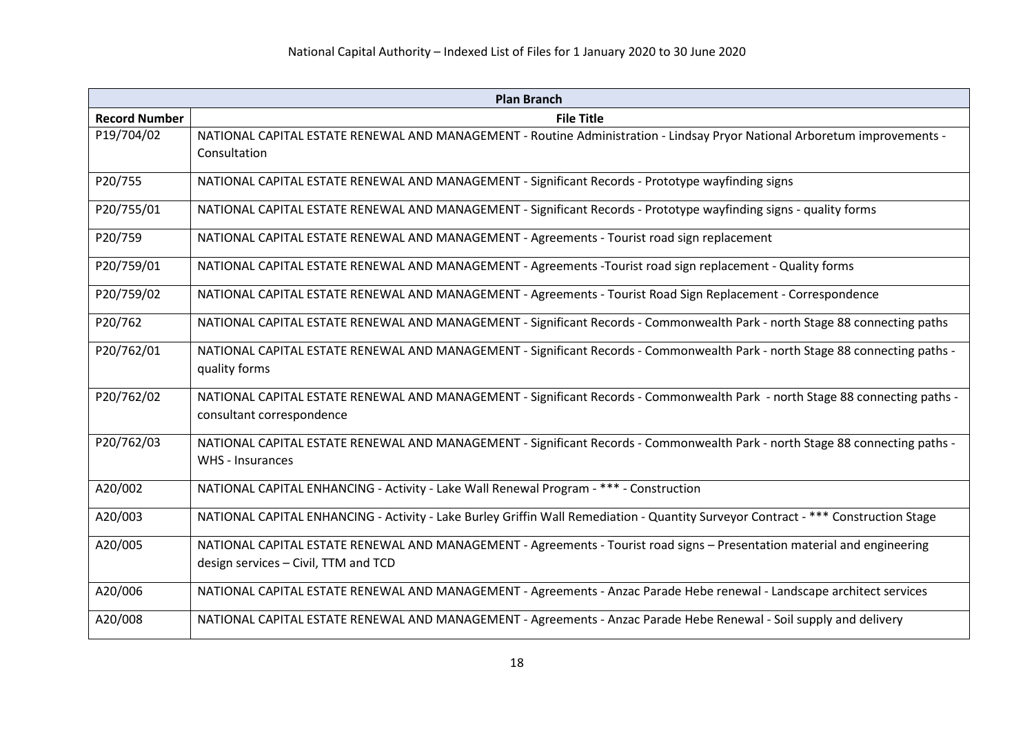| Plan Branch | |
|---|---|
| **Record Number** | **File Title** |
| P19/704/02 | NATIONAL CAPITAL ESTATE RENEWAL AND MANAGEMENT - Routine Administration - Lindsay Pryor National Arboretum improvements - Consultation |
| P20/755 | NATIONAL CAPITAL ESTATE RENEWAL AND MANAGEMENT - Significant Records - Prototype wayfinding signs |
| P20/755/01 | NATIONAL CAPITAL ESTATE RENEWAL AND MANAGEMENT - Significant Records - Prototype wayfinding signs - quality forms |
| P20/759 | NATIONAL CAPITAL ESTATE RENEWAL AND MANAGEMENT - Agreements - Tourist road sign replacement |
| P20/759/01 | NATIONAL CAPITAL ESTATE RENEWAL AND MANAGEMENT - Agreements -Tourist road sign replacement - Quality forms |
| P20/759/02 | NATIONAL CAPITAL ESTATE RENEWAL AND MANAGEMENT - Agreements - Tourist Road Sign Replacement - Correspondence |
| P20/762 | NATIONAL CAPITAL ESTATE RENEWAL AND MANAGEMENT - Significant Records - Commonwealth Park - north Stage 88 connecting paths |
| P20/762/01 | NATIONAL CAPITAL ESTATE RENEWAL AND MANAGEMENT - Significant Records - Commonwealth Park - north Stage 88 connecting paths - quality forms |
| P20/762/02 | NATIONAL CAPITAL ESTATE RENEWAL AND MANAGEMENT - Significant Records - Commonwealth Park - north Stage 88 connecting paths - consultant correspondence |
| P20/762/03 | NATIONAL CAPITAL ESTATE RENEWAL AND MANAGEMENT - Significant Records - Commonwealth Park - north Stage 88 connecting paths - WHS - Insurances |
| A20/002 | NATIONAL CAPITAL ENHANCING - Activity - Lake Wall Renewal Program - *** - Construction |
| A20/003 | NATIONAL CAPITAL ENHANCING - Activity - Lake Burley Griffin Wall Remediation - Quantity Surveyor Contract - *** Construction Stage |
| A20/005 | NATIONAL CAPITAL ESTATE RENEWAL AND MANAGEMENT - Agreements - Tourist road signs – Presentation material and engineering design services – Civil, TTM and TCD |
| A20/006 | NATIONAL CAPITAL ESTATE RENEWAL AND MANAGEMENT - Agreements - Anzac Parade Hebe renewal - Landscape architect services |
| A20/008 | NATIONAL CAPITAL ESTATE RENEWAL AND MANAGEMENT - Agreements - Anzac Parade Hebe Renewal - Soil supply and delivery |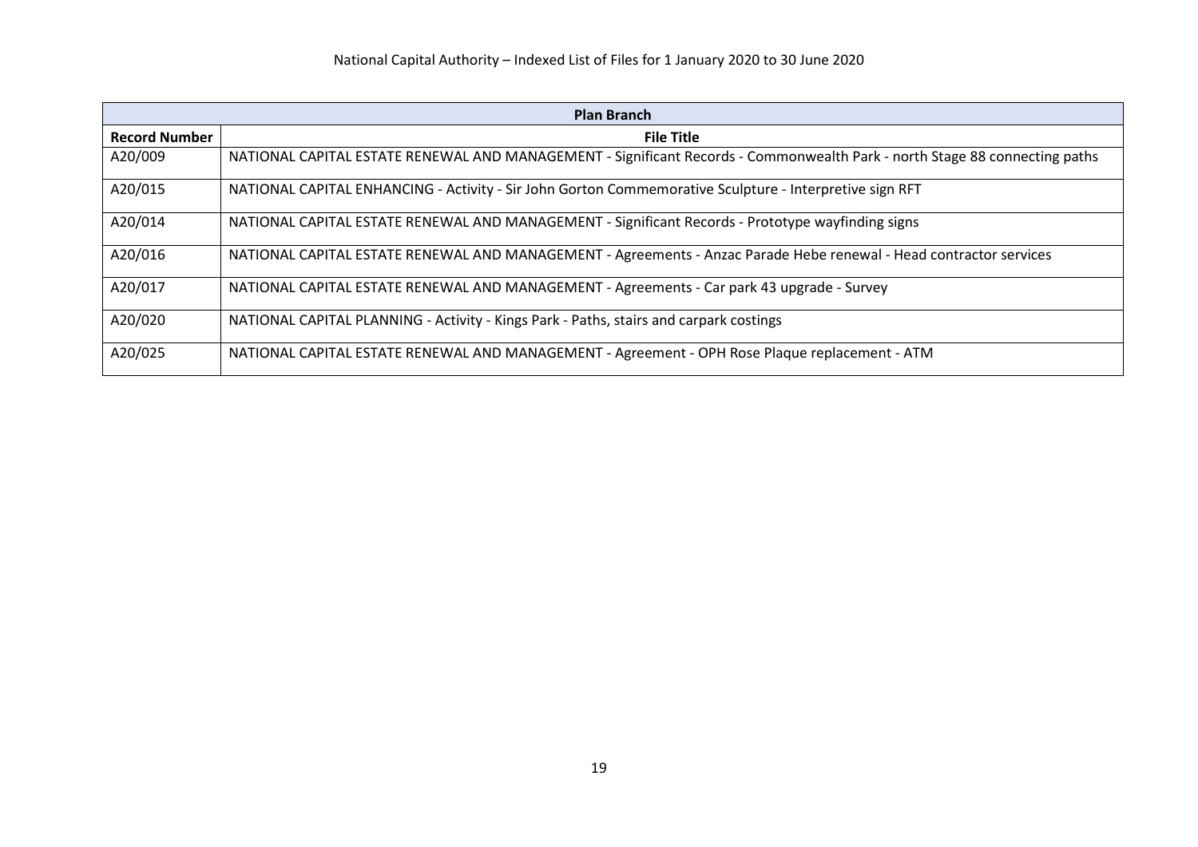| Plan Branch | |
|---|---|
| **Record Number** | **File Title** |
| A20/009 | NATIONAL CAPITAL ESTATE RENEWAL AND MANAGEMENT - Significant Records - Commonwealth Park - north Stage 88 connecting paths |
| A20/015 | NATIONAL CAPITAL ENHANCING - Activity - Sir John Gorton Commemorative Sculpture - Interpretive sign RFT |
| A20/014 | NATIONAL CAPITAL ESTATE RENEWAL AND MANAGEMENT - Significant Records - Prototype wayfinding signs |
| A20/016 | NATIONAL CAPITAL ESTATE RENEWAL AND MANAGEMENT - Agreements - Anzac Parade Hebe renewal - Head contractor services |
| A20/017 | NATIONAL CAPITAL ESTATE RENEWAL AND MANAGEMENT - Agreements - Car park 43 upgrade - Survey |
| A20/020 | NATIONAL CAPITAL PLANNING - Activity - Kings Park - Paths, stairs and carpark costings |
| A20/025 | NATIONAL CAPITAL ESTATE RENEWAL AND MANAGEMENT - Agreement - OPH Rose Plaque replacement - ATM |